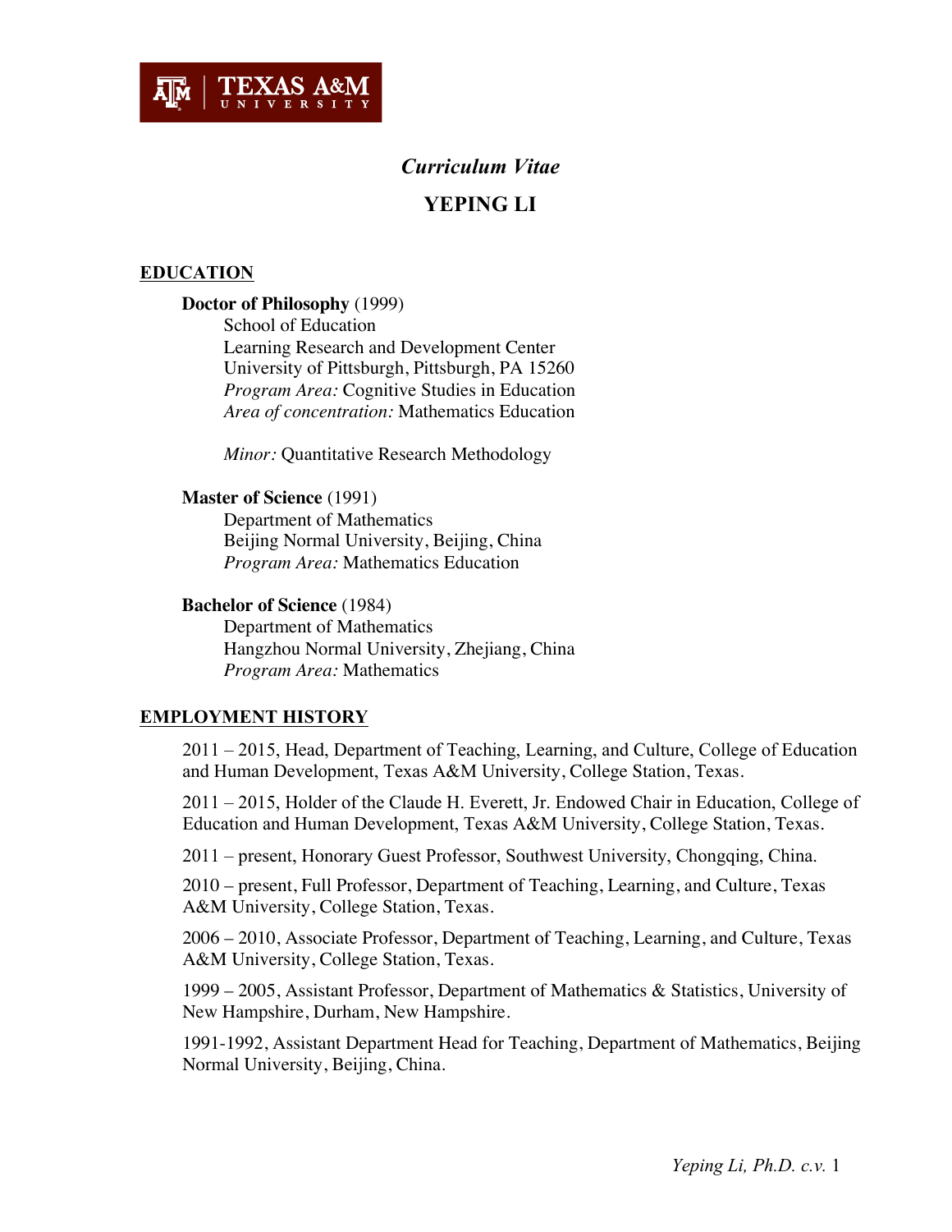TEXAS A&M UNIVERSITY

# *Curriculum Vitae*

# YEPING LI

## EDUCATION

**Doctor of Philosophy** (1999)
School of Education
Learning Research and Development Center
University of Pittsburgh, Pittsburgh, PA 15260
*Program Area:* Cognitive Studies in Education
*Area of concentration:* Mathematics Education

*Minor:* Quantitative Research Methodology

**Master of Science** (1991)
Department of Mathematics
Beijing Normal University, Beijing, China
*Program Area:* Mathematics Education

**Bachelor of Science** (1984)
Department of Mathematics
Hangzhou Normal University, Zhejiang, China
*Program Area:* Mathematics

## EMPLOYMENT HISTORY

2011 – 2015, Head, Department of Teaching, Learning, and Culture, College of Education and Human Development, Texas A&M University, College Station, Texas.

2011 – 2015, Holder of the Claude H. Everett, Jr. Endowed Chair in Education, College of Education and Human Development, Texas A&M University, College Station, Texas.

2011 – present, Honorary Guest Professor, Southwest University, Chongqing, China.

2010 – present, Full Professor, Department of Teaching, Learning, and Culture, Texas A&M University, College Station, Texas.

2006 – 2010, Associate Professor, Department of Teaching, Learning, and Culture, Texas A&M University, College Station, Texas.

1999 – 2005, Assistant Professor, Department of Mathematics & Statistics, University of New Hampshire, Durham, New Hampshire.

1991-1992, Assistant Department Head for Teaching, Department of Mathematics, Beijing Normal University, Beijing, China.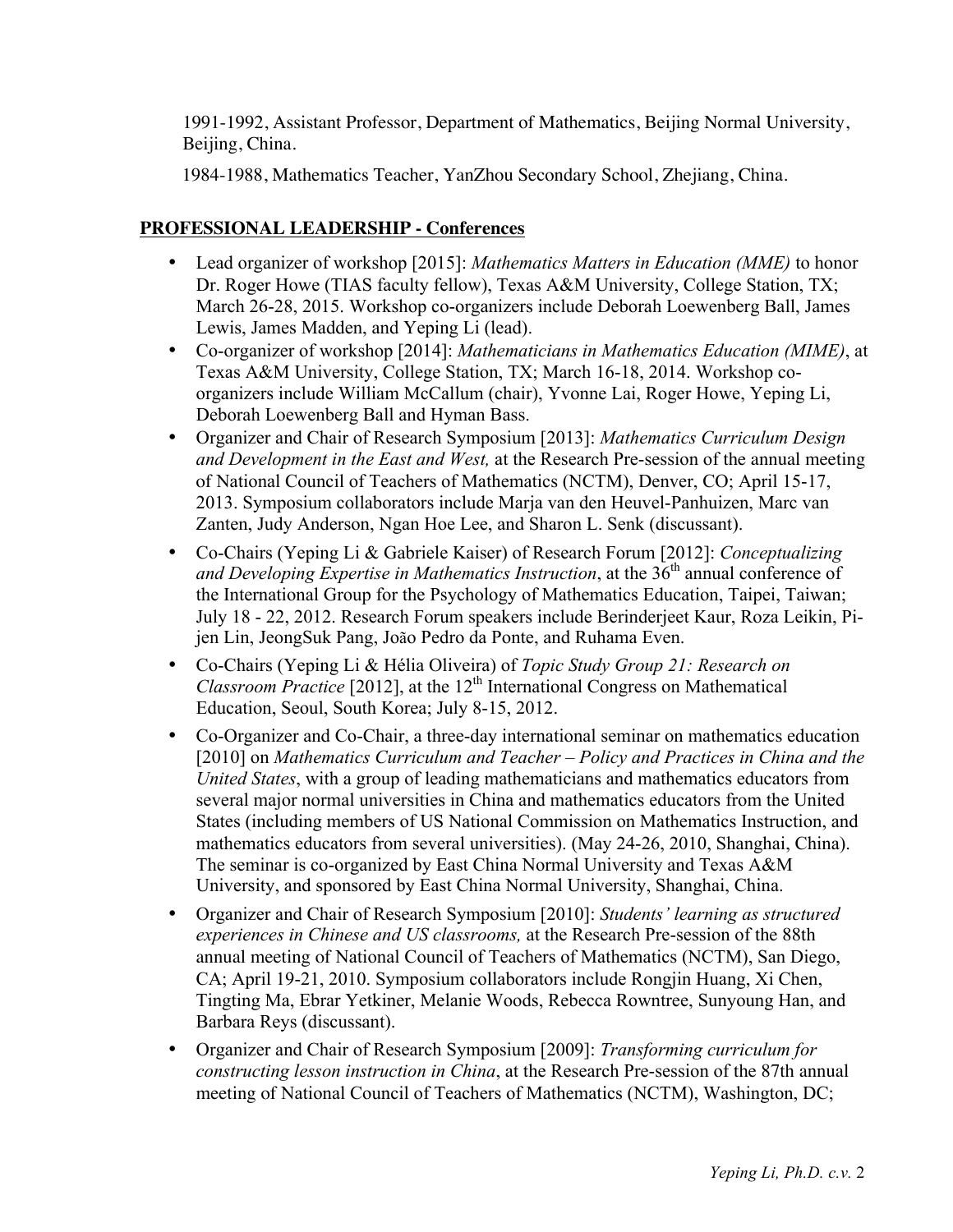1991-1992, Assistant Professor, Department of Mathematics, Beijing Normal University, Beijing, China.

1984-1988, Mathematics Teacher, YanZhou Secondary School, Zhejiang, China.

## PROFESSIONAL LEADERSHIP - Conferences

- Lead organizer of workshop [2015]: *Mathematics Matters in Education (MME)* to honor Dr. Roger Howe (TIAS faculty fellow), Texas A&M University, College Station, TX; March 26-28, 2015. Workshop co-organizers include Deborah Loewenberg Ball, James Lewis, James Madden, and Yeping Li (lead).
- Co-organizer of workshop [2014]: *Mathematicians in Mathematics Education (MIME)*, at Texas A&M University, College Station, TX; March 16-18, 2014. Workshop co-organizers include William McCallum (chair), Yvonne Lai, Roger Howe, Yeping Li, Deborah Loewenberg Ball and Hyman Bass.
- Organizer and Chair of Research Symposium [2013]: *Mathematics Curriculum Design and Development in the East and West,* at the Research Pre-session of the annual meeting of National Council of Teachers of Mathematics (NCTM), Denver, CO; April 15-17, 2013. Symposium collaborators include Marja van den Heuvel-Panhuizen, Marc van Zanten, Judy Anderson, Ngan Hoe Lee, and Sharon L. Senk (discussant).
- Co-Chairs (Yeping Li & Gabriele Kaiser) of Research Forum [2012]: *Conceptualizing and Developing Expertise in Mathematics Instruction*, at the 36th annual conference of the International Group for the Psychology of Mathematics Education, Taipei, Taiwan; July 18 - 22, 2012. Research Forum speakers include Berinderjeet Kaur, Roza Leikin, Pi-jen Lin, JeongSuk Pang, João Pedro da Ponte, and Ruhama Even.
- Co-Chairs (Yeping Li & Hélia Oliveira) of *Topic Study Group 21: Research on Classroom Practice* [2012], at the 12th International Congress on Mathematical Education, Seoul, South Korea; July 8-15, 2012.
- Co-Organizer and Co-Chair, a three-day international seminar on mathematics education [2010] on *Mathematics Curriculum and Teacher – Policy and Practices in China and the United States*, with a group of leading mathematicians and mathematics educators from several major normal universities in China and mathematics educators from the United States (including members of US National Commission on Mathematics Instruction, and mathematics educators from several universities). (May 24-26, 2010, Shanghai, China). The seminar is co-organized by East China Normal University and Texas A&M University, and sponsored by East China Normal University, Shanghai, China.
- Organizer and Chair of Research Symposium [2010]: *Students' learning as structured experiences in Chinese and US classrooms,* at the Research Pre-session of the 88th annual meeting of National Council of Teachers of Mathematics (NCTM), San Diego, CA; April 19-21, 2010. Symposium collaborators include Rongjin Huang, Xi Chen, Tingting Ma, Ebrar Yetkiner, Melanie Woods, Rebecca Rowntree, Sunyoung Han, and Barbara Reys (discussant).
- Organizer and Chair of Research Symposium [2009]: *Transforming curriculum for constructing lesson instruction in China*, at the Research Pre-session of the 87th annual meeting of National Council of Teachers of Mathematics (NCTM), Washington, DC;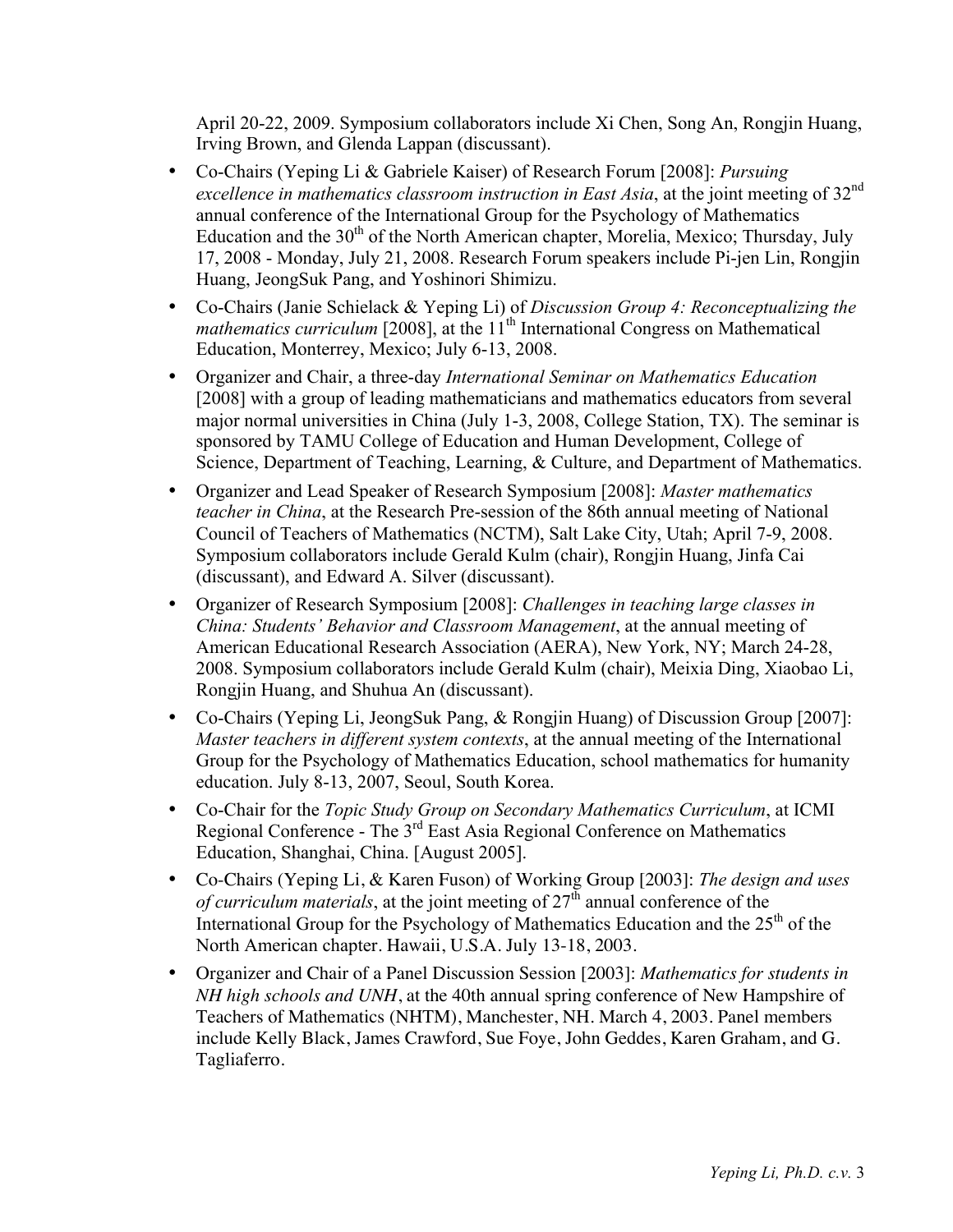April 20-22, 2009. Symposium collaborators include Xi Chen, Song An, Rongjin Huang, Irving Brown, and Glenda Lappan (discussant).

- Co-Chairs (Yeping Li & Gabriele Kaiser) of Research Forum [2008]: *Pursuing excellence in mathematics classroom instruction in East Asia*, at the joint meeting of 32nd annual conference of the International Group for the Psychology of Mathematics Education and the 30th of the North American chapter, Morelia, Mexico; Thursday, July 17, 2008 - Monday, July 21, 2008. Research Forum speakers include Pi-jen Lin, Rongjin Huang, JeongSuk Pang, and Yoshinori Shimizu.
- Co-Chairs (Janie Schielack & Yeping Li) of *Discussion Group 4: Reconceptualizing the mathematics curriculum* [2008], at the 11th International Congress on Mathematical Education, Monterrey, Mexico; July 6-13, 2008.
- Organizer and Chair, a three-day *International Seminar on Mathematics Education* [2008] with a group of leading mathematicians and mathematics educators from several major normal universities in China (July 1-3, 2008, College Station, TX). The seminar is sponsored by TAMU College of Education and Human Development, College of Science, Department of Teaching, Learning, & Culture, and Department of Mathematics.
- Organizer and Lead Speaker of Research Symposium [2008]: *Master mathematics teacher in China*, at the Research Pre-session of the 86th annual meeting of National Council of Teachers of Mathematics (NCTM), Salt Lake City, Utah; April 7-9, 2008. Symposium collaborators include Gerald Kulm (chair), Rongjin Huang, Jinfa Cai (discussant), and Edward A. Silver (discussant).
- Organizer of Research Symposium [2008]: *Challenges in teaching large classes in China: Students' Behavior and Classroom Management*, at the annual meeting of American Educational Research Association (AERA), New York, NY; March 24-28, 2008. Symposium collaborators include Gerald Kulm (chair), Meixia Ding, Xiaobao Li, Rongjin Huang, and Shuhua An (discussant).
- Co-Chairs (Yeping Li, JeongSuk Pang, & Rongjin Huang) of Discussion Group [2007]: *Master teachers in different system contexts*, at the annual meeting of the International Group for the Psychology of Mathematics Education, school mathematics for humanity education. July 8-13, 2007, Seoul, South Korea.
- Co-Chair for the *Topic Study Group on Secondary Mathematics Curriculum*, at ICMI Regional Conference - The 3rd East Asia Regional Conference on Mathematics Education, Shanghai, China. [August 2005].
- Co-Chairs (Yeping Li, & Karen Fuson) of Working Group [2003]: *The design and uses of curriculum materials*, at the joint meeting of 27th annual conference of the International Group for the Psychology of Mathematics Education and the 25th of the North American chapter. Hawaii, U.S.A. July 13-18, 2003.
- Organizer and Chair of a Panel Discussion Session [2003]: *Mathematics for students in NH high schools and UNH*, at the 40th annual spring conference of New Hampshire of Teachers of Mathematics (NHTM), Manchester, NH. March 4, 2003. Panel members include Kelly Black, James Crawford, Sue Foye, John Geddes, Karen Graham, and G. Tagliaferro.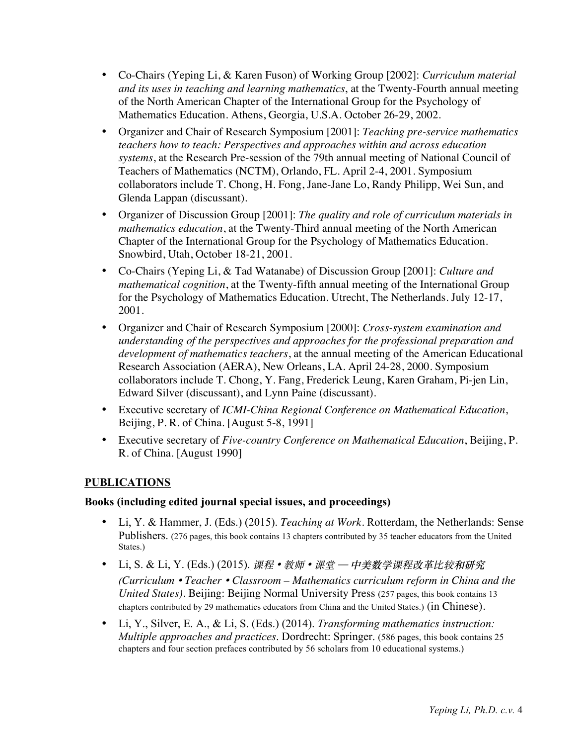- Co-Chairs (Yeping Li, & Karen Fuson) of Working Group [2002]: *Curriculum material and its uses in teaching and learning mathematics*, at the Twenty-Fourth annual meeting of the North American Chapter of the International Group for the Psychology of Mathematics Education. Athens, Georgia, U.S.A. October 26-29, 2002.
- Organizer and Chair of Research Symposium [2001]: *Teaching pre-service mathematics teachers how to teach: Perspectives and approaches within and across education systems*, at the Research Pre-session of the 79th annual meeting of National Council of Teachers of Mathematics (NCTM), Orlando, FL. April 2-4, 2001. Symposium collaborators include T. Chong, H. Fong, Jane-Jane Lo, Randy Philipp, Wei Sun, and Glenda Lappan (discussant).
- Organizer of Discussion Group [2001]: *The quality and role of curriculum materials in mathematics education*, at the Twenty-Third annual meeting of the North American Chapter of the International Group for the Psychology of Mathematics Education. Snowbird, Utah, October 18-21, 2001.
- Co-Chairs (Yeping Li, & Tad Watanabe) of Discussion Group [2001]: *Culture and mathematical cognition*, at the Twenty-fifth annual meeting of the International Group for the Psychology of Mathematics Education. Utrecht, The Netherlands. July 12-17, 2001.
- Organizer and Chair of Research Symposium [2000]: *Cross-system examination and understanding of the perspectives and approaches for the professional preparation and development of mathematics teachers*, at the annual meeting of the American Educational Research Association (AERA), New Orleans, LA. April 24-28, 2000. Symposium collaborators include T. Chong, Y. Fang, Frederick Leung, Karen Graham, Pi-jen Lin, Edward Silver (discussant), and Lynn Paine (discussant).
- Executive secretary of *ICMI-China Regional Conference on Mathematical Education*, Beijing, P. R. of China. [August 5-8, 1991]
- Executive secretary of *Five-country Conference on Mathematical Education*, Beijing, P. R. of China. [August 1990]

## PUBLICATIONS

### Books (including edited journal special issues, and proceedings)

- Li, Y. & Hammer, J. (Eds.) (2015). *Teaching at Work*. Rotterdam, the Netherlands: Sense Publishers. (276 pages, this book contains 13 chapters contributed by 35 teacher educators from the United States.)
- Li, S. & Li, Y. (Eds.) (2015). *课程•教师•课堂 — 中美数学课程改革比较和研究 (Curriculum • Teacher • Classroom – Mathematics curriculum reform in China and the United States)*. Beijing: Beijing Normal University Press (257 pages, this book contains 13 chapters contributed by 29 mathematics educators from China and the United States.) (in Chinese).
- Li, Y., Silver, E. A., & Li, S. (Eds.) (2014). *Transforming mathematics instruction: Multiple approaches and practices.* Dordrecht: Springer. (586 pages, this book contains 25 chapters and four section prefaces contributed by 56 scholars from 10 educational systems.)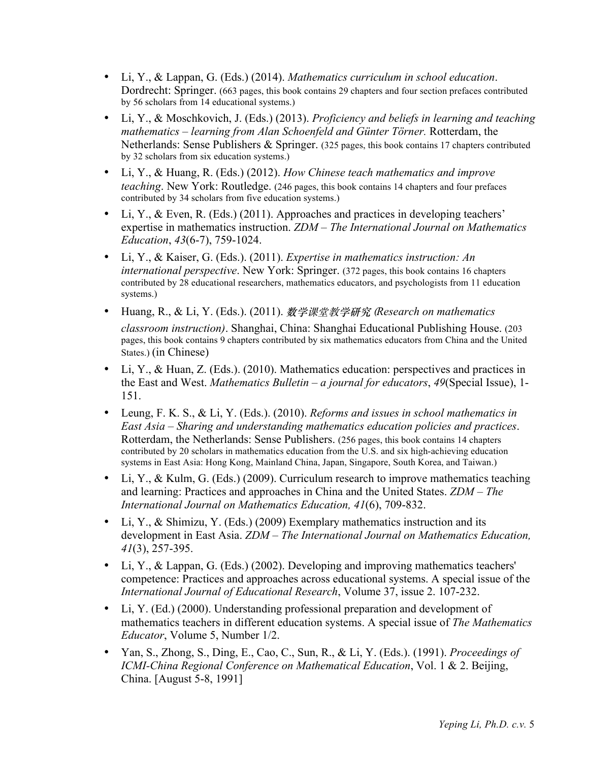- Li, Y., & Lappan, G. (Eds.) (2014). *Mathematics curriculum in school education*. Dordrecht: Springer. (663 pages, this book contains 29 chapters and four section prefaces contributed by 56 scholars from 14 educational systems.)
- Li, Y., & Moschkovich, J. (Eds.) (2013). *Proficiency and beliefs in learning and teaching mathematics – learning from Alan Schoenfeld and Günter Törner.* Rotterdam, the Netherlands: Sense Publishers & Springer. (325 pages, this book contains 17 chapters contributed by 32 scholars from six education systems.)
- Li, Y., & Huang, R. (Eds.) (2012). *How Chinese teach mathematics and improve teaching*. New York: Routledge. (246 pages, this book contains 14 chapters and four prefaces contributed by 34 scholars from five education systems.)
- Li, Y., & Even, R. (Eds.) (2011). Approaches and practices in developing teachers' expertise in mathematics instruction. *ZDM – The International Journal on Mathematics Education*, *43*(6-7), 759-1024.
- Li, Y., & Kaiser, G. (Eds.). (2011). *Expertise in mathematics instruction: An international perspective*. New York: Springer. (372 pages, this book contains 16 chapters contributed by 28 educational researchers, mathematics educators, and psychologists from 11 education systems.)
- Huang, R., & Li, Y. (Eds.). (2011). *数学课堂教学研究 (Research on mathematics classroom instruction)*. Shanghai, China: Shanghai Educational Publishing House. (203 pages, this book contains 9 chapters contributed by six mathematics educators from China and the United States.) (in Chinese)
- Li, Y., & Huan, Z. (Eds.). (2010). Mathematics education: perspectives and practices in the East and West. *Mathematics Bulletin – a journal for educators*, *49*(Special Issue), 1-151.
- Leung, F. K. S., & Li, Y. (Eds.). (2010). *Reforms and issues in school mathematics in East Asia – Sharing and understanding mathematics education policies and practices*. Rotterdam, the Netherlands: Sense Publishers. (256 pages, this book contains 14 chapters contributed by 20 scholars in mathematics education from the U.S. and six high-achieving education systems in East Asia: Hong Kong, Mainland China, Japan, Singapore, South Korea, and Taiwan.)
- Li, Y., & Kulm, G. (Eds.) (2009). Curriculum research to improve mathematics teaching and learning: Practices and approaches in China and the United States. *ZDM – The International Journal on Mathematics Education, 41*(6), 709-832.
- Li, Y., & Shimizu, Y. (Eds.) (2009) Exemplary mathematics instruction and its development in East Asia. *ZDM – The International Journal on Mathematics Education, 41*(3), 257-395.
- Li, Y., & Lappan, G. (Eds.) (2002). Developing and improving mathematics teachers' competence: Practices and approaches across educational systems. A special issue of the *International Journal of Educational Research*, Volume 37, issue 2. 107-232.
- Li, Y. (Ed.) (2000). Understanding professional preparation and development of mathematics teachers in different education systems. A special issue of *The Mathematics Educator*, Volume 5, Number 1/2.
- Yan, S., Zhong, S., Ding, E., Cao, C., Sun, R., & Li, Y. (Eds.). (1991). *Proceedings of ICMI-China Regional Conference on Mathematical Education*, Vol. 1 & 2. Beijing, China. [August 5-8, 1991]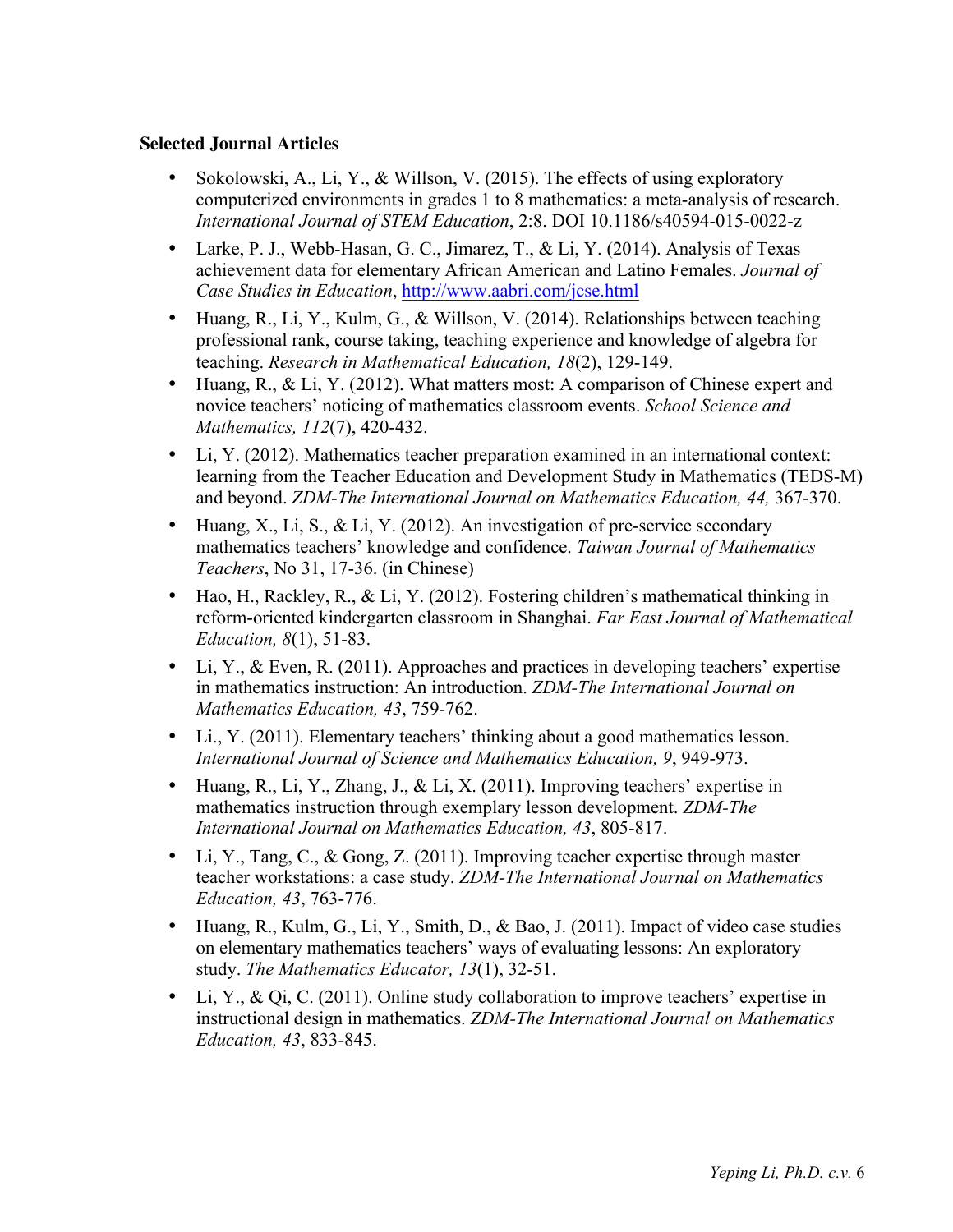**Selected Journal Articles**

- Sokolowski, A., Li, Y., & Willson, V. (2015). The effects of using exploratory computerized environments in grades 1 to 8 mathematics: a meta-analysis of research. *International Journal of STEM Education*, 2:8. DOI 10.1186/s40594-015-0022-z
- Larke, P. J., Webb-Hasan, G. C., Jimarez, T., & Li, Y. (2014). Analysis of Texas achievement data for elementary African American and Latino Females. *Journal of Case Studies in Education*, http://www.aabri.com/jcse.html
- Huang, R., Li, Y., Kulm, G., & Willson, V. (2014). Relationships between teaching professional rank, course taking, teaching experience and knowledge of algebra for teaching. *Research in Mathematical Education, 18*(2), 129-149.
- Huang, R., & Li, Y. (2012). What matters most: A comparison of Chinese expert and novice teachers' noticing of mathematics classroom events. *School Science and Mathematics, 112*(7), 420-432.
- Li, Y. (2012). Mathematics teacher preparation examined in an international context: learning from the Teacher Education and Development Study in Mathematics (TEDS-M) and beyond. *ZDM-The International Journal on Mathematics Education, 44,* 367-370.
- Huang, X., Li, S., & Li, Y. (2012). An investigation of pre-service secondary mathematics teachers' knowledge and confidence. *Taiwan Journal of Mathematics Teachers*, No 31, 17-36. (in Chinese)
- Hao, H., Rackley, R., & Li, Y. (2012). Fostering children's mathematical thinking in reform-oriented kindergarten classroom in Shanghai. *Far East Journal of Mathematical Education, 8*(1), 51-83.
- Li, Y., & Even, R. (2011). Approaches and practices in developing teachers' expertise in mathematics instruction: An introduction. *ZDM-The International Journal on Mathematics Education, 43*, 759-762.
- Li., Y. (2011). Elementary teachers' thinking about a good mathematics lesson. *International Journal of Science and Mathematics Education, 9*, 949-973.
- Huang, R., Li, Y., Zhang, J., & Li, X. (2011). Improving teachers' expertise in mathematics instruction through exemplary lesson development. *ZDM-The International Journal on Mathematics Education, 43*, 805-817.
- Li, Y., Tang, C., & Gong, Z. (2011). Improving teacher expertise through master teacher workstations: a case study. *ZDM-The International Journal on Mathematics Education, 43*, 763-776.
- Huang, R., Kulm, G., Li, Y., Smith, D., & Bao, J. (2011). Impact of video case studies on elementary mathematics teachers' ways of evaluating lessons: An exploratory study. *The Mathematics Educator, 13*(1), 32-51.
- Li, Y., & Qi, C. (2011). Online study collaboration to improve teachers' expertise in instructional design in mathematics. *ZDM-The International Journal on Mathematics Education, 43*, 833-845.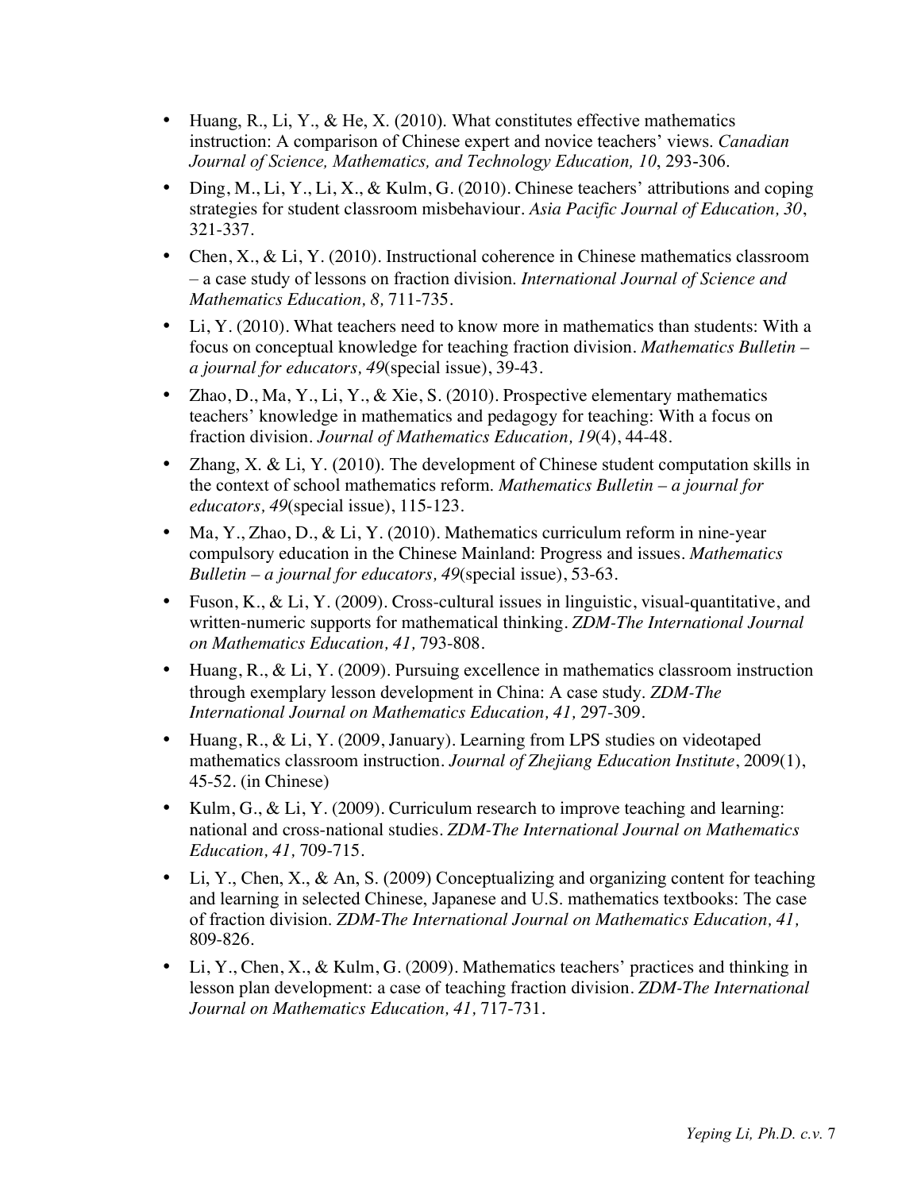- Huang, R., Li, Y., & He, X. (2010). What constitutes effective mathematics instruction: A comparison of Chinese expert and novice teachers' views. *Canadian Journal of Science, Mathematics, and Technology Education, 10*, 293-306.
- Ding, M., Li, Y., Li, X., & Kulm, G. (2010). Chinese teachers' attributions and coping strategies for student classroom misbehaviour. *Asia Pacific Journal of Education, 30*, 321-337.
- Chen, X., & Li, Y. (2010). Instructional coherence in Chinese mathematics classroom – a case study of lessons on fraction division. *International Journal of Science and Mathematics Education, 8,* 711-735.
- Li, Y. (2010). What teachers need to know more in mathematics than students: With a focus on conceptual knowledge for teaching fraction division. *Mathematics Bulletin – a journal for educators, 49*(special issue), 39-43.
- Zhao, D., Ma, Y., Li, Y., & Xie, S. (2010). Prospective elementary mathematics teachers' knowledge in mathematics and pedagogy for teaching: With a focus on fraction division. *Journal of Mathematics Education, 19*(4), 44-48.
- Zhang, X. & Li, Y. (2010). The development of Chinese student computation skills in the context of school mathematics reform. *Mathematics Bulletin – a journal for educators, 49*(special issue), 115-123.
- Ma, Y., Zhao, D., & Li, Y. (2010). Mathematics curriculum reform in nine-year compulsory education in the Chinese Mainland: Progress and issues. *Mathematics Bulletin – a journal for educators, 49*(special issue), 53-63.
- Fuson, K., & Li, Y. (2009). Cross-cultural issues in linguistic, visual-quantitative, and written-numeric supports for mathematical thinking. *ZDM-The International Journal on Mathematics Education, 41,* 793-808.
- Huang, R., & Li, Y. (2009). Pursuing excellence in mathematics classroom instruction through exemplary lesson development in China: A case study. *ZDM-The International Journal on Mathematics Education, 41,* 297-309.
- Huang, R., & Li, Y. (2009, January). Learning from LPS studies on videotaped mathematics classroom instruction. *Journal of Zhejiang Education Institute*, 2009(1), 45-52. (in Chinese)
- Kulm, G., & Li, Y. (2009). Curriculum research to improve teaching and learning: national and cross-national studies. *ZDM-The International Journal on Mathematics Education, 41,* 709-715.
- Li, Y., Chen, X., & An, S. (2009) Conceptualizing and organizing content for teaching and learning in selected Chinese, Japanese and U.S. mathematics textbooks: The case of fraction division. *ZDM-The International Journal on Mathematics Education, 41,* 809-826.
- Li, Y., Chen, X., & Kulm, G. (2009). Mathematics teachers' practices and thinking in lesson plan development: a case of teaching fraction division. *ZDM-The International Journal on Mathematics Education, 41,* 717-731.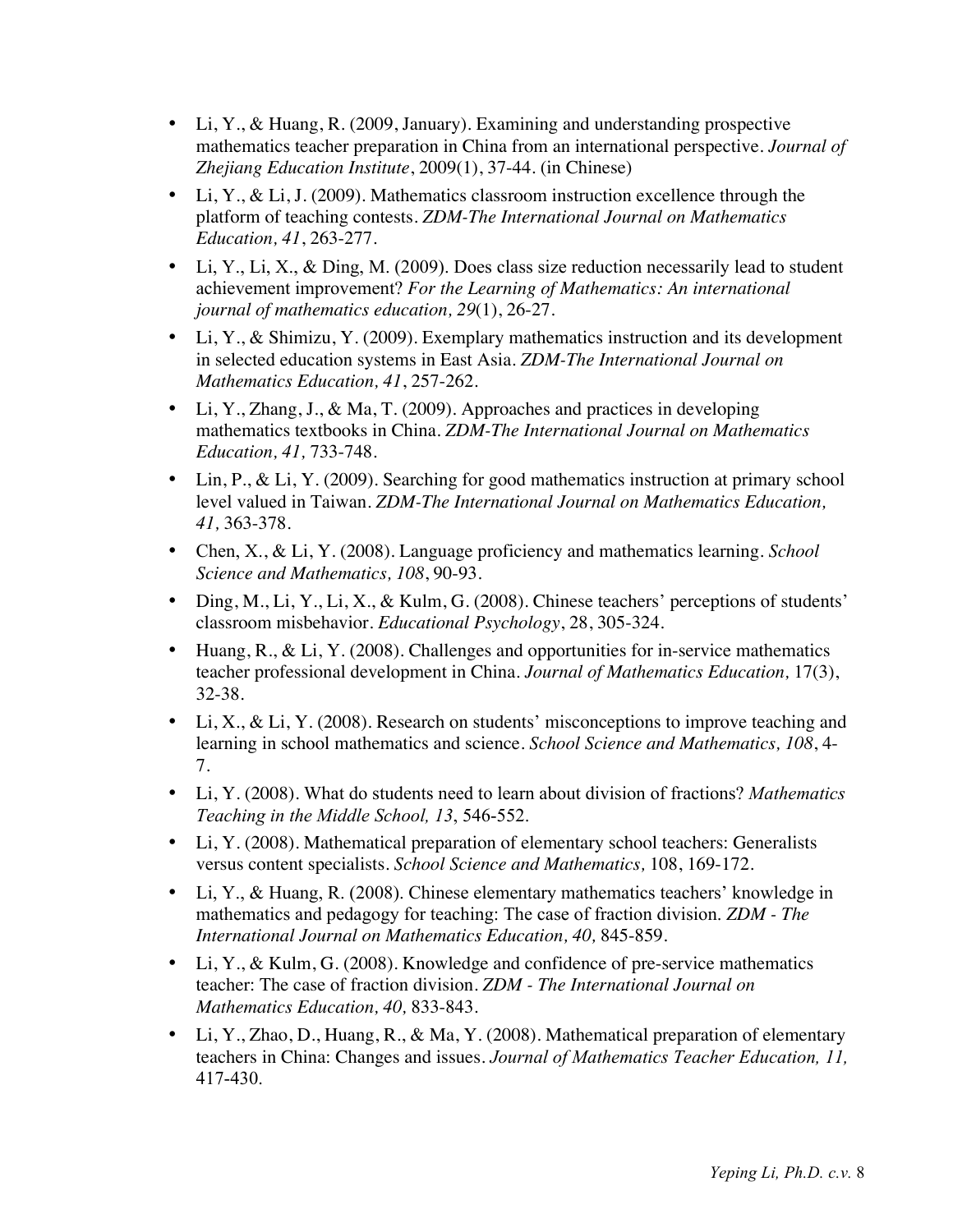- Li, Y., & Huang, R. (2009, January). Examining and understanding prospective mathematics teacher preparation in China from an international perspective. *Journal of Zhejiang Education Institute*, 2009(1), 37-44. (in Chinese)
- Li, Y., & Li, J. (2009). Mathematics classroom instruction excellence through the platform of teaching contests. *ZDM-The International Journal on Mathematics Education, 41*, 263-277.
- Li, Y., Li, X., & Ding, M. (2009). Does class size reduction necessarily lead to student achievement improvement? *For the Learning of Mathematics: An international journal of mathematics education, 29*(1), 26-27.
- Li, Y., & Shimizu, Y. (2009). Exemplary mathematics instruction and its development in selected education systems in East Asia. *ZDM-The International Journal on Mathematics Education, 41*, 257-262.
- Li, Y., Zhang, J., & Ma, T. (2009). Approaches and practices in developing mathematics textbooks in China. *ZDM-The International Journal on Mathematics Education, 41,* 733-748.
- Lin, P., & Li, Y. (2009). Searching for good mathematics instruction at primary school level valued in Taiwan. *ZDM-The International Journal on Mathematics Education, 41,* 363-378.
- Chen, X., & Li, Y. (2008). Language proficiency and mathematics learning. *School Science and Mathematics, 108*, 90-93.
- Ding, M., Li, Y., Li, X., & Kulm, G. (2008). Chinese teachers' perceptions of students' classroom misbehavior. *Educational Psychology*, 28, 305-324.
- Huang, R., & Li, Y. (2008). Challenges and opportunities for in-service mathematics teacher professional development in China. *Journal of Mathematics Education,* 17(3), 32-38.
- Li, X., & Li, Y. (2008). Research on students' misconceptions to improve teaching and learning in school mathematics and science. *School Science and Mathematics, 108*, 4-7.
- Li, Y. (2008). What do students need to learn about division of fractions? *Mathematics Teaching in the Middle School, 13*, 546-552.
- Li, Y. (2008). Mathematical preparation of elementary school teachers: Generalists versus content specialists. *School Science and Mathematics,* 108, 169-172.
- Li, Y., & Huang, R. (2008). Chinese elementary mathematics teachers' knowledge in mathematics and pedagogy for teaching: The case of fraction division. *ZDM - The International Journal on Mathematics Education, 40,* 845-859.
- Li, Y., & Kulm, G. (2008). Knowledge and confidence of pre-service mathematics teacher: The case of fraction division. *ZDM - The International Journal on Mathematics Education, 40,* 833-843.
- Li, Y., Zhao, D., Huang, R., & Ma, Y. (2008). Mathematical preparation of elementary teachers in China: Changes and issues. *Journal of Mathematics Teacher Education, 11,* 417-430.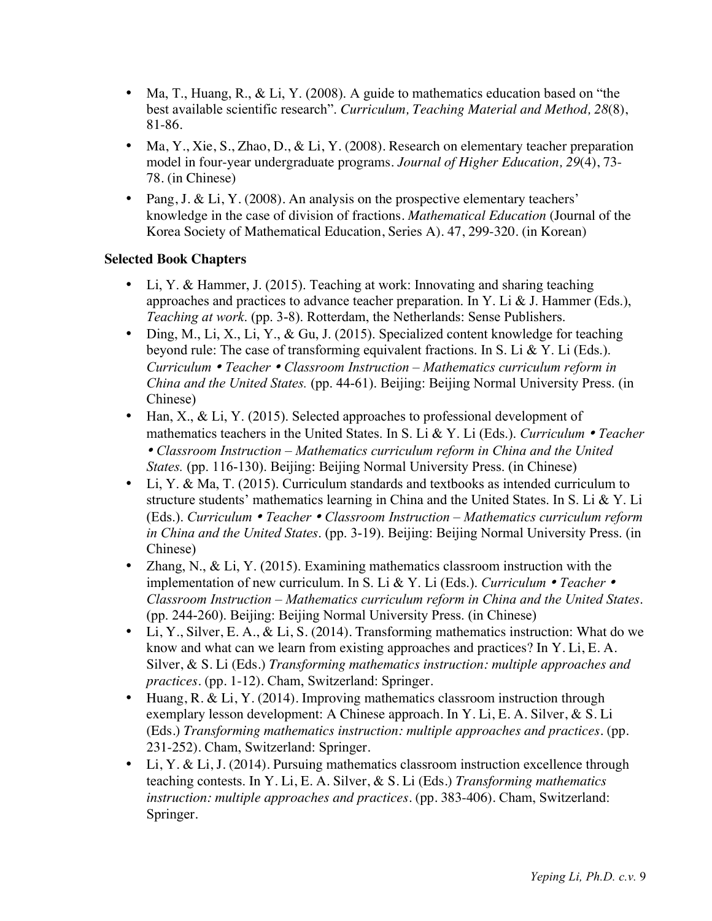- Ma, T., Huang, R., & Li, Y. (2008). A guide to mathematics education based on "the best available scientific research". *Curriculum, Teaching Material and Method, 28*(8), 81-86.
- Ma, Y., Xie, S., Zhao, D., & Li, Y. (2008). Research on elementary teacher preparation model in four-year undergraduate programs. *Journal of Higher Education, 29*(4), 73-78. (in Chinese)
- Pang, J. & Li, Y. (2008). An analysis on the prospective elementary teachers' knowledge in the case of division of fractions. *Mathematical Education* (Journal of the Korea Society of Mathematical Education, Series A). 47, 299-320. (in Korean)

**Selected Book Chapters**

- Li, Y. & Hammer, J. (2015). Teaching at work: Innovating and sharing teaching approaches and practices to advance teacher preparation. In Y. Li & J. Hammer (Eds.), *Teaching at work*. (pp. 3-8). Rotterdam, the Netherlands: Sense Publishers.
- Ding, M., Li, X., Li, Y., & Gu, J. (2015). Specialized content knowledge for teaching beyond rule: The case of transforming equivalent fractions. In S. Li & Y. Li (Eds.). *Curriculum • Teacher • Classroom Instruction – Mathematics curriculum reform in China and the United States.* (pp. 44-61). Beijing: Beijing Normal University Press. (in Chinese)
- Han, X., & Li, Y. (2015). Selected approaches to professional development of mathematics teachers in the United States. In S. Li & Y. Li (Eds.). *Curriculum • Teacher • Classroom Instruction – Mathematics curriculum reform in China and the United States.* (pp. 116-130). Beijing: Beijing Normal University Press. (in Chinese)
- Li, Y. & Ma, T. (2015). Curriculum standards and textbooks as intended curriculum to structure students' mathematics learning in China and the United States. In S. Li & Y. Li (Eds.). *Curriculum • Teacher • Classroom Instruction – Mathematics curriculum reform in China and the United States*. (pp. 3-19). Beijing: Beijing Normal University Press. (in Chinese)
- Zhang, N., & Li, Y. (2015). Examining mathematics classroom instruction with the implementation of new curriculum. In S. Li & Y. Li (Eds.). *Curriculum • Teacher • Classroom Instruction – Mathematics curriculum reform in China and the United States*. (pp. 244-260). Beijing: Beijing Normal University Press. (in Chinese)
- Li, Y., Silver, E. A., & Li, S. (2014). Transforming mathematics instruction: What do we know and what can we learn from existing approaches and practices? In Y. Li, E. A. Silver, & S. Li (Eds.) *Transforming mathematics instruction: multiple approaches and practices*. (pp. 1-12). Cham, Switzerland: Springer.
- Huang, R. & Li, Y. (2014). Improving mathematics classroom instruction through exemplary lesson development: A Chinese approach. In Y. Li, E. A. Silver, & S. Li (Eds.) *Transforming mathematics instruction: multiple approaches and practices*. (pp. 231-252). Cham, Switzerland: Springer.
- Li, Y. & Li, J. (2014). Pursuing mathematics classroom instruction excellence through teaching contests. In Y. Li, E. A. Silver, & S. Li (Eds.) *Transforming mathematics instruction: multiple approaches and practices*. (pp. 383-406). Cham, Switzerland: Springer.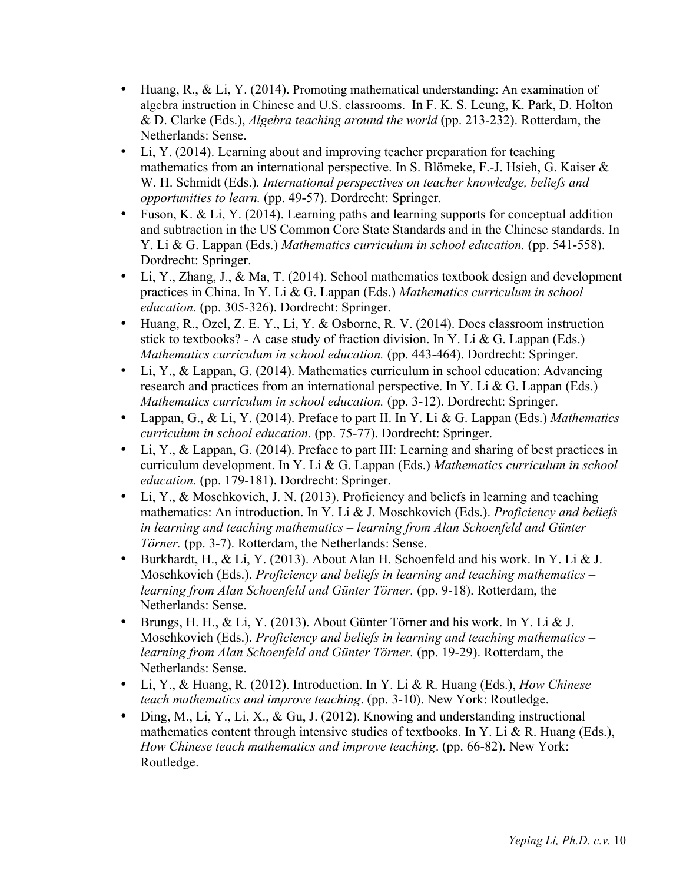- Huang, R., & Li, Y. (2014). Promoting mathematical understanding: An examination of algebra instruction in Chinese and U.S. classrooms. In F. K. S. Leung, K. Park, D. Holton & D. Clarke (Eds.), *Algebra teaching around the world* (pp. 213-232). Rotterdam, the Netherlands: Sense.
- Li, Y. (2014). Learning about and improving teacher preparation for teaching mathematics from an international perspective. In S. Blömeke, F.-J. Hsieh, G. Kaiser & W. H. Schmidt (Eds.)*. International perspectives on teacher knowledge, beliefs and opportunities to learn.* (pp. 49-57). Dordrecht: Springer.
- Fuson, K. & Li, Y. (2014). Learning paths and learning supports for conceptual addition and subtraction in the US Common Core State Standards and in the Chinese standards. In Y. Li & G. Lappan (Eds.) *Mathematics curriculum in school education.* (pp. 541-558). Dordrecht: Springer.
- Li, Y., Zhang, J., & Ma, T. (2014). School mathematics textbook design and development practices in China. In Y. Li & G. Lappan (Eds.) *Mathematics curriculum in school education.* (pp. 305-326). Dordrecht: Springer.
- Huang, R., Ozel, Z. E. Y., Li, Y. & Osborne, R. V. (2014). Does classroom instruction stick to textbooks? - A case study of fraction division. In Y. Li & G. Lappan (Eds.) *Mathematics curriculum in school education.* (pp. 443-464). Dordrecht: Springer.
- Li, Y., & Lappan, G. (2014). Mathematics curriculum in school education: Advancing research and practices from an international perspective. In Y. Li & G. Lappan (Eds.) *Mathematics curriculum in school education.* (pp. 3-12). Dordrecht: Springer.
- Lappan, G., & Li, Y. (2014). Preface to part II. In Y. Li & G. Lappan (Eds.) *Mathematics curriculum in school education.* (pp. 75-77). Dordrecht: Springer.
- Li, Y., & Lappan, G. (2014). Preface to part III: Learning and sharing of best practices in curriculum development. In Y. Li & G. Lappan (Eds.) *Mathematics curriculum in school education.* (pp. 179-181). Dordrecht: Springer.
- Li, Y., & Moschkovich, J. N. (2013). Proficiency and beliefs in learning and teaching mathematics: An introduction. In Y. Li & J. Moschkovich (Eds.). *Proficiency and beliefs in learning and teaching mathematics – learning from Alan Schoenfeld and Günter Törner.* (pp. 3-7). Rotterdam, the Netherlands: Sense.
- Burkhardt, H., & Li, Y. (2013). About Alan H. Schoenfeld and his work. In Y. Li & J. Moschkovich (Eds.). *Proficiency and beliefs in learning and teaching mathematics – learning from Alan Schoenfeld and Günter Törner.* (pp. 9-18). Rotterdam, the Netherlands: Sense.
- Brungs, H. H., & Li, Y. (2013). About Günter Törner and his work. In Y. Li & J. Moschkovich (Eds.). *Proficiency and beliefs in learning and teaching mathematics – learning from Alan Schoenfeld and Günter Törner.* (pp. 19-29). Rotterdam, the Netherlands: Sense.
- Li, Y., & Huang, R. (2012). Introduction. In Y. Li & R. Huang (Eds.), *How Chinese teach mathematics and improve teaching*. (pp. 3-10). New York: Routledge.
- Ding, M., Li, Y., Li, X., & Gu, J. (2012). Knowing and understanding instructional mathematics content through intensive studies of textbooks. In Y. Li & R. Huang (Eds.), *How Chinese teach mathematics and improve teaching*. (pp. 66-82). New York: Routledge.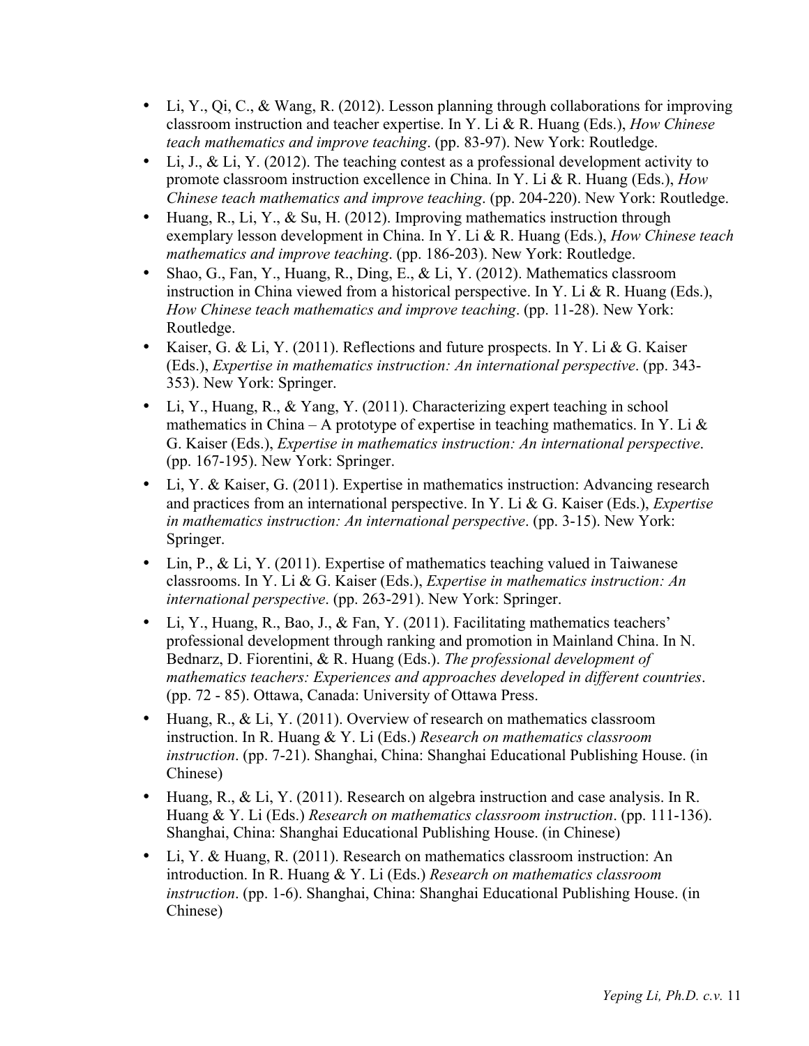- Li, Y., Qi, C., & Wang, R. (2012). Lesson planning through collaborations for improving classroom instruction and teacher expertise. In Y. Li & R. Huang (Eds.), *How Chinese teach mathematics and improve teaching*. (pp. 83-97). New York: Routledge.
- Li, J., & Li, Y. (2012). The teaching contest as a professional development activity to promote classroom instruction excellence in China. In Y. Li & R. Huang (Eds.), *How Chinese teach mathematics and improve teaching*. (pp. 204-220). New York: Routledge.
- Huang, R., Li, Y., & Su, H. (2012). Improving mathematics instruction through exemplary lesson development in China. In Y. Li & R. Huang (Eds.), *How Chinese teach mathematics and improve teaching*. (pp. 186-203). New York: Routledge.
- Shao, G., Fan, Y., Huang, R., Ding, E., & Li, Y. (2012). Mathematics classroom instruction in China viewed from a historical perspective. In Y. Li & R. Huang (Eds.), *How Chinese teach mathematics and improve teaching*. (pp. 11-28). New York: Routledge.
- Kaiser, G. & Li, Y. (2011). Reflections and future prospects. In Y. Li & G. Kaiser (Eds.), *Expertise in mathematics instruction: An international perspective*. (pp. 343-353). New York: Springer.
- Li, Y., Huang, R., & Yang, Y. (2011). Characterizing expert teaching in school mathematics in China – A prototype of expertise in teaching mathematics. In Y. Li & G. Kaiser (Eds.), *Expertise in mathematics instruction: An international perspective*. (pp. 167-195). New York: Springer.
- Li, Y. & Kaiser, G. (2011). Expertise in mathematics instruction: Advancing research and practices from an international perspective. In Y. Li & G. Kaiser (Eds.), *Expertise in mathematics instruction: An international perspective*. (pp. 3-15). New York: Springer.
- Lin, P., & Li, Y. (2011). Expertise of mathematics teaching valued in Taiwanese classrooms. In Y. Li & G. Kaiser (Eds.), *Expertise in mathematics instruction: An international perspective*. (pp. 263-291). New York: Springer.
- Li, Y., Huang, R., Bao, J., & Fan, Y. (2011). Facilitating mathematics teachers' professional development through ranking and promotion in Mainland China. In N. Bednarz, D. Fiorentini, & R. Huang (Eds.). *The professional development of mathematics teachers: Experiences and approaches developed in different countries*. (pp. 72 - 85). Ottawa, Canada: University of Ottawa Press.
- Huang, R., & Li, Y. (2011). Overview of research on mathematics classroom instruction. In R. Huang & Y. Li (Eds.) *Research on mathematics classroom instruction*. (pp. 7-21). Shanghai, China: Shanghai Educational Publishing House. (in Chinese)
- Huang, R., & Li, Y. (2011). Research on algebra instruction and case analysis. In R. Huang & Y. Li (Eds.) *Research on mathematics classroom instruction*. (pp. 111-136). Shanghai, China: Shanghai Educational Publishing House. (in Chinese)
- Li, Y. & Huang, R. (2011). Research on mathematics classroom instruction: An introduction. In R. Huang & Y. Li (Eds.) *Research on mathematics classroom instruction*. (pp. 1-6). Shanghai, China: Shanghai Educational Publishing House. (in Chinese)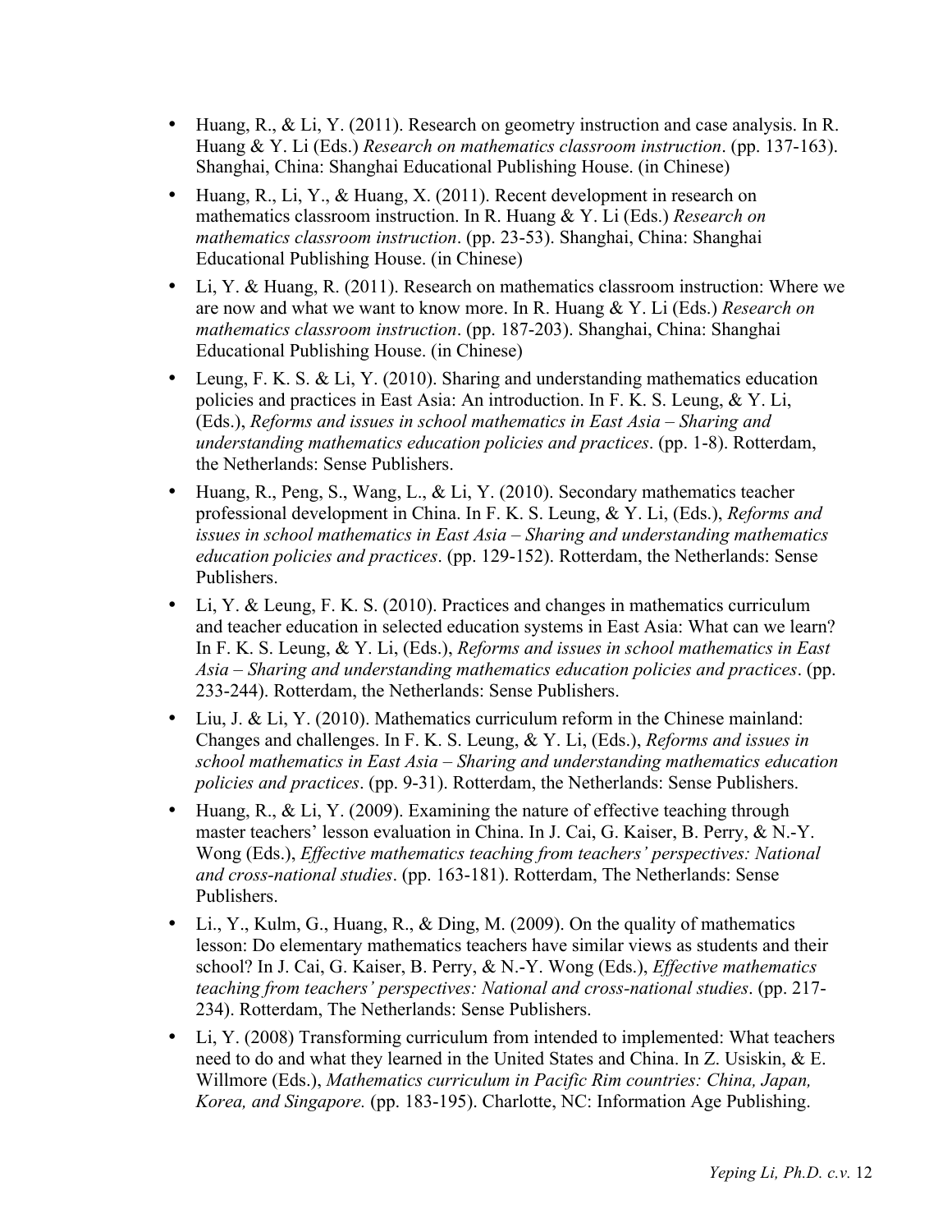- Huang, R., & Li, Y. (2011). Research on geometry instruction and case analysis. In R. Huang & Y. Li (Eds.) *Research on mathematics classroom instruction*. (pp. 137-163). Shanghai, China: Shanghai Educational Publishing House. (in Chinese)
- Huang, R., Li, Y., & Huang, X. (2011). Recent development in research on mathematics classroom instruction. In R. Huang & Y. Li (Eds.) *Research on mathematics classroom instruction*. (pp. 23-53). Shanghai, China: Shanghai Educational Publishing House. (in Chinese)
- Li, Y. & Huang, R. (2011). Research on mathematics classroom instruction: Where we are now and what we want to know more. In R. Huang & Y. Li (Eds.) *Research on mathematics classroom instruction*. (pp. 187-203). Shanghai, China: Shanghai Educational Publishing House. (in Chinese)
- Leung, F. K. S. & Li, Y. (2010). Sharing and understanding mathematics education policies and practices in East Asia: An introduction. In F. K. S. Leung, & Y. Li, (Eds.), *Reforms and issues in school mathematics in East Asia – Sharing and understanding mathematics education policies and practices*. (pp. 1-8). Rotterdam, the Netherlands: Sense Publishers.
- Huang, R., Peng, S., Wang, L., & Li, Y. (2010). Secondary mathematics teacher professional development in China. In F. K. S. Leung, & Y. Li, (Eds.), *Reforms and issues in school mathematics in East Asia – Sharing and understanding mathematics education policies and practices*. (pp. 129-152). Rotterdam, the Netherlands: Sense Publishers.
- Li, Y. & Leung, F. K. S. (2010). Practices and changes in mathematics curriculum and teacher education in selected education systems in East Asia: What can we learn? In F. K. S. Leung, & Y. Li, (Eds.), *Reforms and issues in school mathematics in East Asia – Sharing and understanding mathematics education policies and practices*. (pp. 233-244). Rotterdam, the Netherlands: Sense Publishers.
- Liu, J. & Li, Y. (2010). Mathematics curriculum reform in the Chinese mainland: Changes and challenges. In F. K. S. Leung, & Y. Li, (Eds.), *Reforms and issues in school mathematics in East Asia – Sharing and understanding mathematics education policies and practices*. (pp. 9-31). Rotterdam, the Netherlands: Sense Publishers.
- Huang, R., & Li, Y. (2009). Examining the nature of effective teaching through master teachers' lesson evaluation in China. In J. Cai, G. Kaiser, B. Perry, & N.-Y. Wong (Eds.), *Effective mathematics teaching from teachers' perspectives: National and cross-national studies*. (pp. 163-181). Rotterdam, The Netherlands: Sense Publishers.
- Li., Y., Kulm, G., Huang, R., & Ding, M. (2009). On the quality of mathematics lesson: Do elementary mathematics teachers have similar views as students and their school? In J. Cai, G. Kaiser, B. Perry, & N.-Y. Wong (Eds.), *Effective mathematics teaching from teachers' perspectives: National and cross-national studies*. (pp. 217-234). Rotterdam, The Netherlands: Sense Publishers.
- Li, Y. (2008) Transforming curriculum from intended to implemented: What teachers need to do and what they learned in the United States and China. In Z. Usiskin, & E. Willmore (Eds.), *Mathematics curriculum in Pacific Rim countries: China, Japan, Korea, and Singapore.* (pp. 183-195). Charlotte, NC: Information Age Publishing.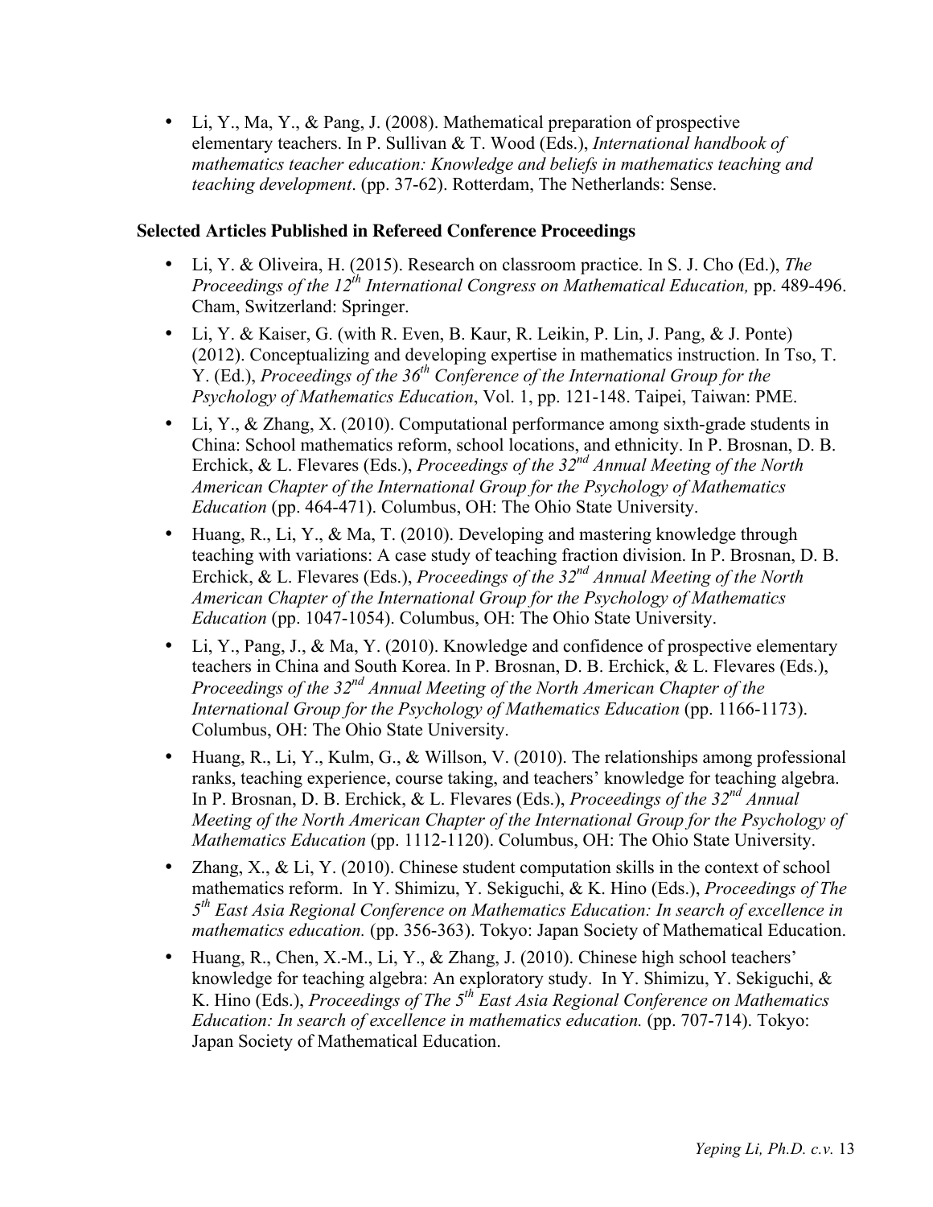- Li, Y., Ma, Y., & Pang, J. (2008). Mathematical preparation of prospective elementary teachers. In P. Sullivan & T. Wood (Eds.), *International handbook of mathematics teacher education: Knowledge and beliefs in mathematics teaching and teaching development*. (pp. 37-62). Rotterdam, The Netherlands: Sense.

**Selected Articles Published in Refereed Conference Proceedings**

- Li, Y. & Oliveira, H. (2015). Research on classroom practice. In S. J. Cho (Ed.), *The Proceedings of the 12th International Congress on Mathematical Education,* pp. 489-496. Cham, Switzerland: Springer.
- Li, Y. & Kaiser, G. (with R. Even, B. Kaur, R. Leikin, P. Lin, J. Pang, & J. Ponte) (2012). Conceptualizing and developing expertise in mathematics instruction. In Tso, T. Y. (Ed.), *Proceedings of the 36th Conference of the International Group for the Psychology of Mathematics Education*, Vol. 1, pp. 121-148. Taipei, Taiwan: PME.
- Li, Y., & Zhang, X. (2010). Computational performance among sixth-grade students in China: School mathematics reform, school locations, and ethnicity. In P. Brosnan, D. B. Erchick, & L. Flevares (Eds.), *Proceedings of the 32nd Annual Meeting of the North American Chapter of the International Group for the Psychology of Mathematics Education* (pp. 464-471). Columbus, OH: The Ohio State University.
- Huang, R., Li, Y., & Ma, T. (2010). Developing and mastering knowledge through teaching with variations: A case study of teaching fraction division. In P. Brosnan, D. B. Erchick, & L. Flevares (Eds.), *Proceedings of the 32nd Annual Meeting of the North American Chapter of the International Group for the Psychology of Mathematics Education* (pp. 1047-1054). Columbus, OH: The Ohio State University.
- Li, Y., Pang, J., & Ma, Y. (2010). Knowledge and confidence of prospective elementary teachers in China and South Korea. In P. Brosnan, D. B. Erchick, & L. Flevares (Eds.), *Proceedings of the 32nd Annual Meeting of the North American Chapter of the International Group for the Psychology of Mathematics Education* (pp. 1166-1173). Columbus, OH: The Ohio State University.
- Huang, R., Li, Y., Kulm, G., & Willson, V. (2010). The relationships among professional ranks, teaching experience, course taking, and teachers' knowledge for teaching algebra. In P. Brosnan, D. B. Erchick, & L. Flevares (Eds.), *Proceedings of the 32nd Annual Meeting of the North American Chapter of the International Group for the Psychology of Mathematics Education* (pp. 1112-1120). Columbus, OH: The Ohio State University.
- Zhang, X., & Li, Y. (2010). Chinese student computation skills in the context of school mathematics reform. In Y. Shimizu, Y. Sekiguchi, & K. Hino (Eds.), *Proceedings of The 5th East Asia Regional Conference on Mathematics Education: In search of excellence in mathematics education.* (pp. 356-363). Tokyo: Japan Society of Mathematical Education.
- Huang, R., Chen, X.-M., Li, Y., & Zhang, J. (2010). Chinese high school teachers' knowledge for teaching algebra: An exploratory study. In Y. Shimizu, Y. Sekiguchi, & K. Hino (Eds.), *Proceedings of The 5th East Asia Regional Conference on Mathematics Education: In search of excellence in mathematics education.* (pp. 707-714). Tokyo: Japan Society of Mathematical Education.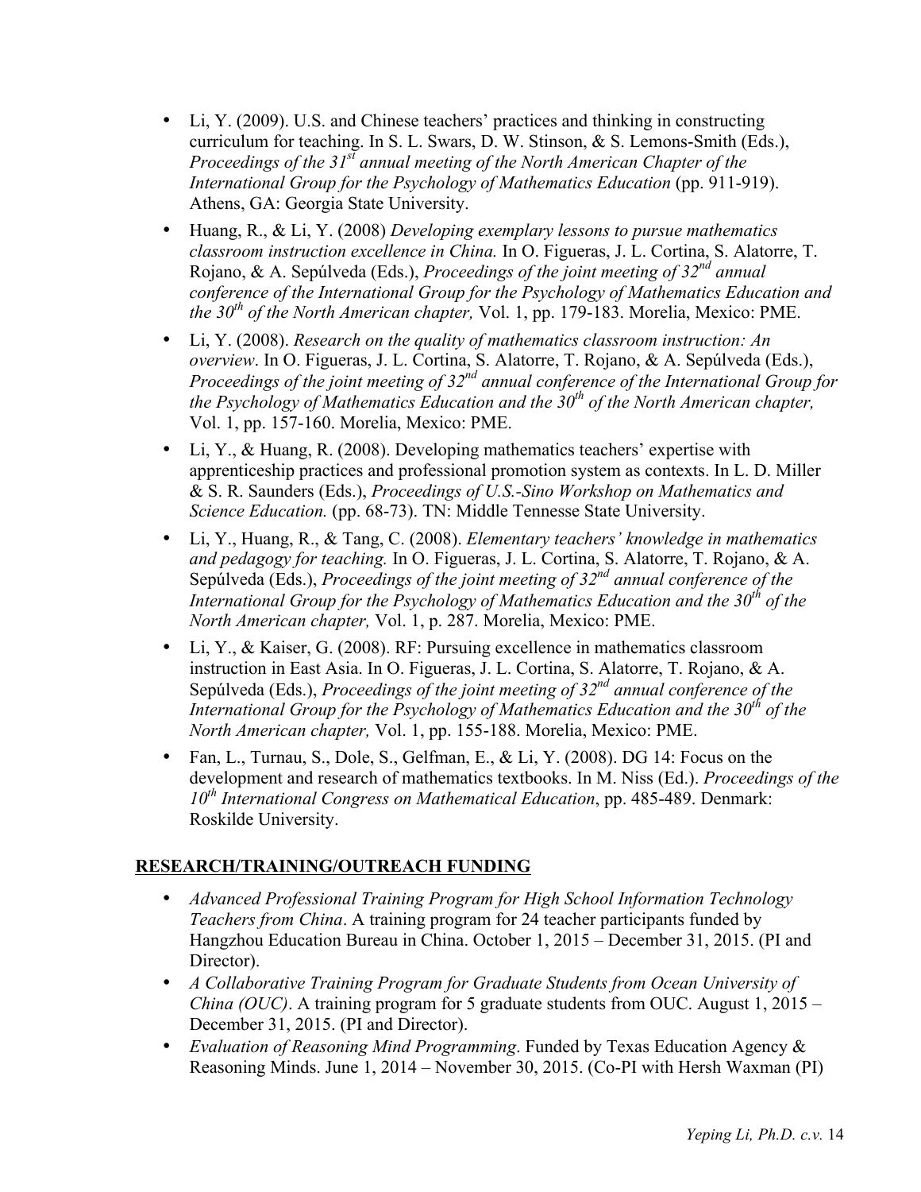- Li, Y. (2009). U.S. and Chinese teachers' practices and thinking in constructing curriculum for teaching. In S. L. Swars, D. W. Stinson, & S. Lemons-Smith (Eds.), *Proceedings of the 31st annual meeting of the North American Chapter of the International Group for the Psychology of Mathematics Education* (pp. 911-919). Athens, GA: Georgia State University.
- Huang, R., & Li, Y. (2008) *Developing exemplary lessons to pursue mathematics classroom instruction excellence in China.* In O. Figueras, J. L. Cortina, S. Alatorre, T. Rojano, & A. Sepúlveda (Eds.), *Proceedings of the joint meeting of 32nd annual conference of the International Group for the Psychology of Mathematics Education and the 30th of the North American chapter,* Vol. 1, pp. 179-183. Morelia, Mexico: PME.
- Li, Y. (2008). *Research on the quality of mathematics classroom instruction: An overview*. In O. Figueras, J. L. Cortina, S. Alatorre, T. Rojano, & A. Sepúlveda (Eds.), *Proceedings of the joint meeting of 32nd annual conference of the International Group for the Psychology of Mathematics Education and the 30th of the North American chapter,* Vol. 1, pp. 157-160. Morelia, Mexico: PME.
- Li, Y., & Huang, R. (2008). Developing mathematics teachers' expertise with apprenticeship practices and professional promotion system as contexts. In L. D. Miller & S. R. Saunders (Eds.), *Proceedings of U.S.-Sino Workshop on Mathematics and Science Education.* (pp. 68-73). TN: Middle Tennessee State University.
- Li, Y., Huang, R., & Tang, C. (2008). *Elementary teachers' knowledge in mathematics and pedagogy for teaching.* In O. Figueras, J. L. Cortina, S. Alatorre, T. Rojano, & A. Sepúlveda (Eds.), *Proceedings of the joint meeting of 32nd annual conference of the International Group for the Psychology of Mathematics Education and the 30th of the North American chapter,* Vol. 1, p. 287. Morelia, Mexico: PME.
- Li, Y., & Kaiser, G. (2008). RF: Pursuing excellence in mathematics classroom instruction in East Asia. In O. Figueras, J. L. Cortina, S. Alatorre, T. Rojano, & A. Sepúlveda (Eds.), *Proceedings of the joint meeting of 32nd annual conference of the International Group for the Psychology of Mathematics Education and the 30th of the North American chapter,* Vol. 1, pp. 155-188. Morelia, Mexico: PME.
- Fan, L., Turnau, S., Dole, S., Gelfman, E., & Li, Y. (2008). DG 14: Focus on the development and research of mathematics textbooks. In M. Niss (Ed.). *Proceedings of the 10th International Congress on Mathematical Education*, pp. 485-489. Denmark: Roskilde University.

## RESEARCH/TRAINING/OUTREACH FUNDING

- *Advanced Professional Training Program for High School Information Technology Teachers from China*. A training program for 24 teacher participants funded by Hangzhou Education Bureau in China. October 1, 2015 – December 31, 2015. (PI and Director).
- *A Collaborative Training Program for Graduate Students from Ocean University of China (OUC)*. A training program for 5 graduate students from OUC. August 1, 2015 – December 31, 2015. (PI and Director).
- *Evaluation of Reasoning Mind Programming*. Funded by Texas Education Agency & Reasoning Minds. June 1, 2014 – November 30, 2015. (Co-PI with Hersh Waxman (PI)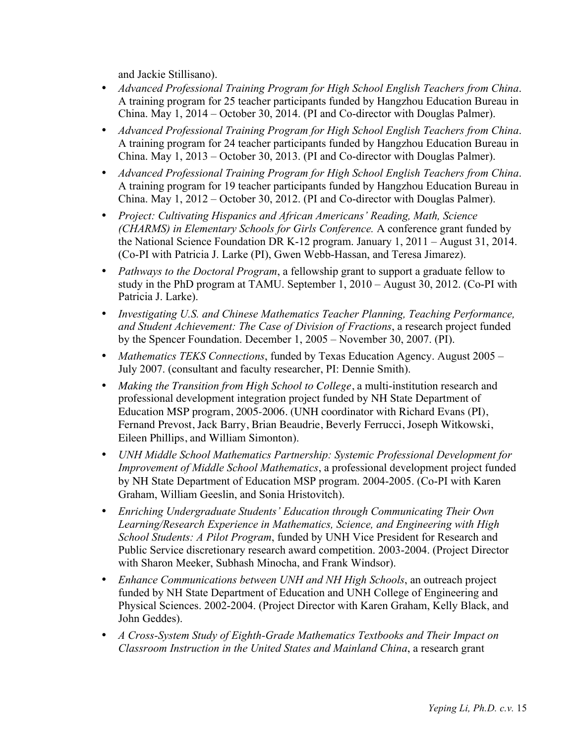and Jackie Stillisano).

- *Advanced Professional Training Program for High School English Teachers from China*. A training program for 25 teacher participants funded by Hangzhou Education Bureau in China. May 1, 2014 – October 30, 2014. (PI and Co-director with Douglas Palmer).
- *Advanced Professional Training Program for High School English Teachers from China*. A training program for 24 teacher participants funded by Hangzhou Education Bureau in China. May 1, 2013 – October 30, 2013. (PI and Co-director with Douglas Palmer).
- *Advanced Professional Training Program for High School English Teachers from China*. A training program for 19 teacher participants funded by Hangzhou Education Bureau in China. May 1, 2012 – October 30, 2012. (PI and Co-director with Douglas Palmer).
- *Project: Cultivating Hispanics and African Americans' Reading, Math, Science (CHARMS) in Elementary Schools for Girls Conference.* A conference grant funded by the National Science Foundation DR K-12 program. January 1, 2011 – August 31, 2014. (Co-PI with Patricia J. Larke (PI), Gwen Webb-Hassan, and Teresa Jimarez).
- *Pathways to the Doctoral Program*, a fellowship grant to support a graduate fellow to study in the PhD program at TAMU. September 1, 2010 – August 30, 2012. (Co-PI with Patricia J. Larke).
- *Investigating U.S. and Chinese Mathematics Teacher Planning, Teaching Performance, and Student Achievement: The Case of Division of Fractions*, a research project funded by the Spencer Foundation. December 1, 2005 – November 30, 2007. (PI).
- *Mathematics TEKS Connections*, funded by Texas Education Agency. August 2005 – July 2007. (consultant and faculty researcher, PI: Dennie Smith).
- *Making the Transition from High School to College*, a multi-institution research and professional development integration project funded by NH State Department of Education MSP program, 2005-2006. (UNH coordinator with Richard Evans (PI), Fernand Prevost, Jack Barry, Brian Beaudrie, Beverly Ferrucci, Joseph Witkowski, Eileen Phillips, and William Simonton).
- *UNH Middle School Mathematics Partnership: Systemic Professional Development for Improvement of Middle School Mathematics*, a professional development project funded by NH State Department of Education MSP program. 2004-2005. (Co-PI with Karen Graham, William Geeslin, and Sonia Hristovitch).
- *Enriching Undergraduate Students' Education through Communicating Their Own Learning/Research Experience in Mathematics, Science, and Engineering with High School Students: A Pilot Program*, funded by UNH Vice President for Research and Public Service discretionary research award competition. 2003-2004. (Project Director with Sharon Meeker, Subhash Minocha, and Frank Windsor).
- *Enhance Communications between UNH and NH High Schools*, an outreach project funded by NH State Department of Education and UNH College of Engineering and Physical Sciences. 2002-2004. (Project Director with Karen Graham, Kelly Black, and John Geddes).
- *A Cross-System Study of Eighth-Grade Mathematics Textbooks and Their Impact on Classroom Instruction in the United States and Mainland China*, a research grant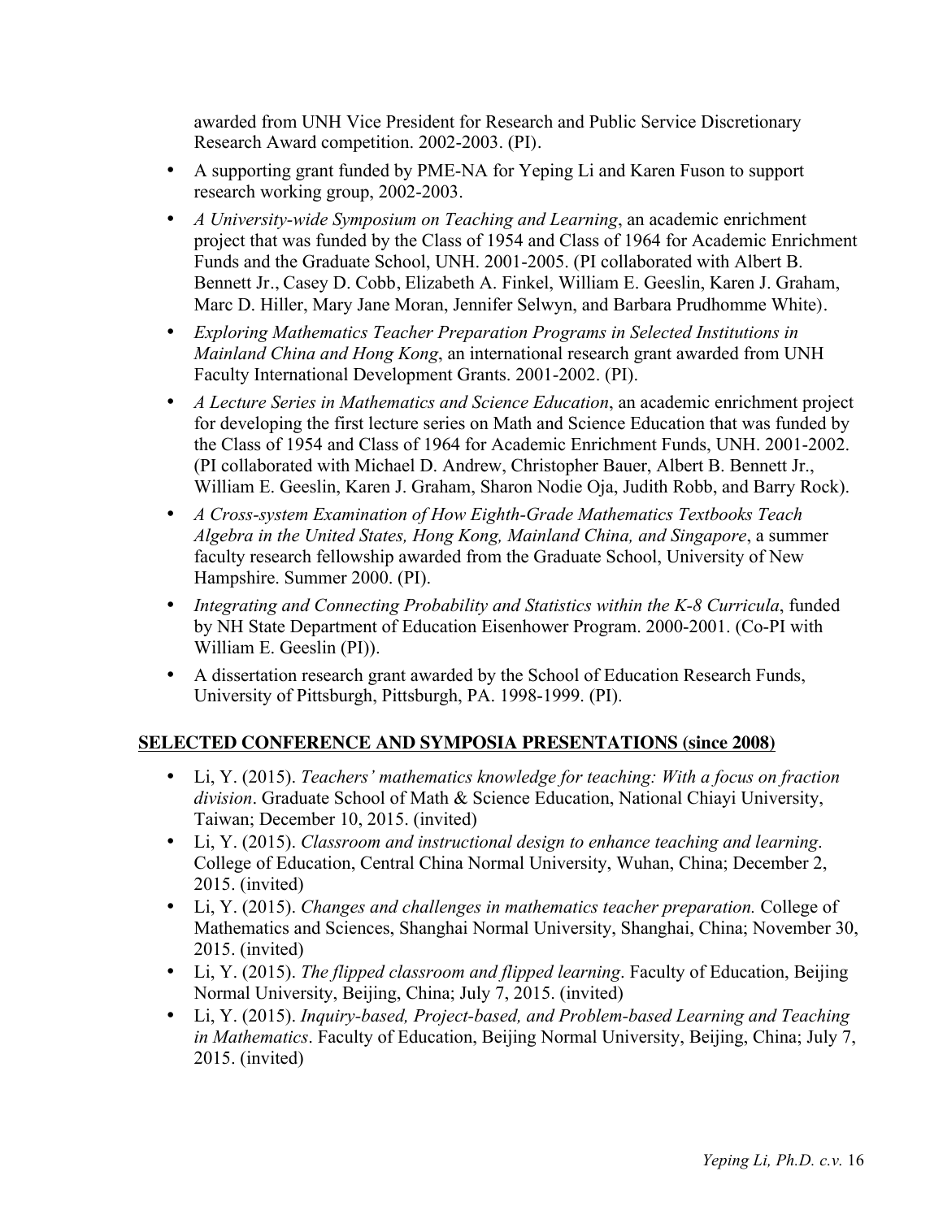awarded from UNH Vice President for Research and Public Service Discretionary Research Award competition. 2002-2003. (PI).

- A supporting grant funded by PME-NA for Yeping Li and Karen Fuson to support research working group, 2002-2003.
- *A University-wide Symposium on Teaching and Learning*, an academic enrichment project that was funded by the Class of 1954 and Class of 1964 for Academic Enrichment Funds and the Graduate School, UNH. 2001-2005. (PI collaborated with Albert B. Bennett Jr., Casey D. Cobb, Elizabeth A. Finkel, William E. Geeslin, Karen J. Graham, Marc D. Hiller, Mary Jane Moran, Jennifer Selwyn, and Barbara Prudhomme White).
- *Exploring Mathematics Teacher Preparation Programs in Selected Institutions in Mainland China and Hong Kong*, an international research grant awarded from UNH Faculty International Development Grants. 2001-2002. (PI).
- *A Lecture Series in Mathematics and Science Education*, an academic enrichment project for developing the first lecture series on Math and Science Education that was funded by the Class of 1954 and Class of 1964 for Academic Enrichment Funds, UNH. 2001-2002. (PI collaborated with Michael D. Andrew, Christopher Bauer, Albert B. Bennett Jr., William E. Geeslin, Karen J. Graham, Sharon Nodie Oja, Judith Robb, and Barry Rock).
- *A Cross-system Examination of How Eighth-Grade Mathematics Textbooks Teach Algebra in the United States, Hong Kong, Mainland China, and Singapore*, a summer faculty research fellowship awarded from the Graduate School, University of New Hampshire. Summer 2000. (PI).
- *Integrating and Connecting Probability and Statistics within the K-8 Curricula*, funded by NH State Department of Education Eisenhower Program. 2000-2001. (Co-PI with William E. Geeslin (PI)).
- A dissertation research grant awarded by the School of Education Research Funds, University of Pittsburgh, Pittsburgh, PA. 1998-1999. (PI).

## SELECTED CONFERENCE AND SYMPOSIA PRESENTATIONS (since 2008)

- Li, Y. (2015). *Teachers' mathematics knowledge for teaching: With a focus on fraction division*. Graduate School of Math & Science Education, National Chiayi University, Taiwan; December 10, 2015. (invited)
- Li, Y. (2015). *Classroom and instructional design to enhance teaching and learning*. College of Education, Central China Normal University, Wuhan, China; December 2, 2015. (invited)
- Li, Y. (2015). *Changes and challenges in mathematics teacher preparation.* College of Mathematics and Sciences, Shanghai Normal University, Shanghai, China; November 30, 2015. (invited)
- Li, Y. (2015). *The flipped classroom and flipped learning*. Faculty of Education, Beijing Normal University, Beijing, China; July 7, 2015. (invited)
- Li, Y. (2015). *Inquiry-based, Project-based, and Problem-based Learning and Teaching in Mathematics*. Faculty of Education, Beijing Normal University, Beijing, China; July 7, 2015. (invited)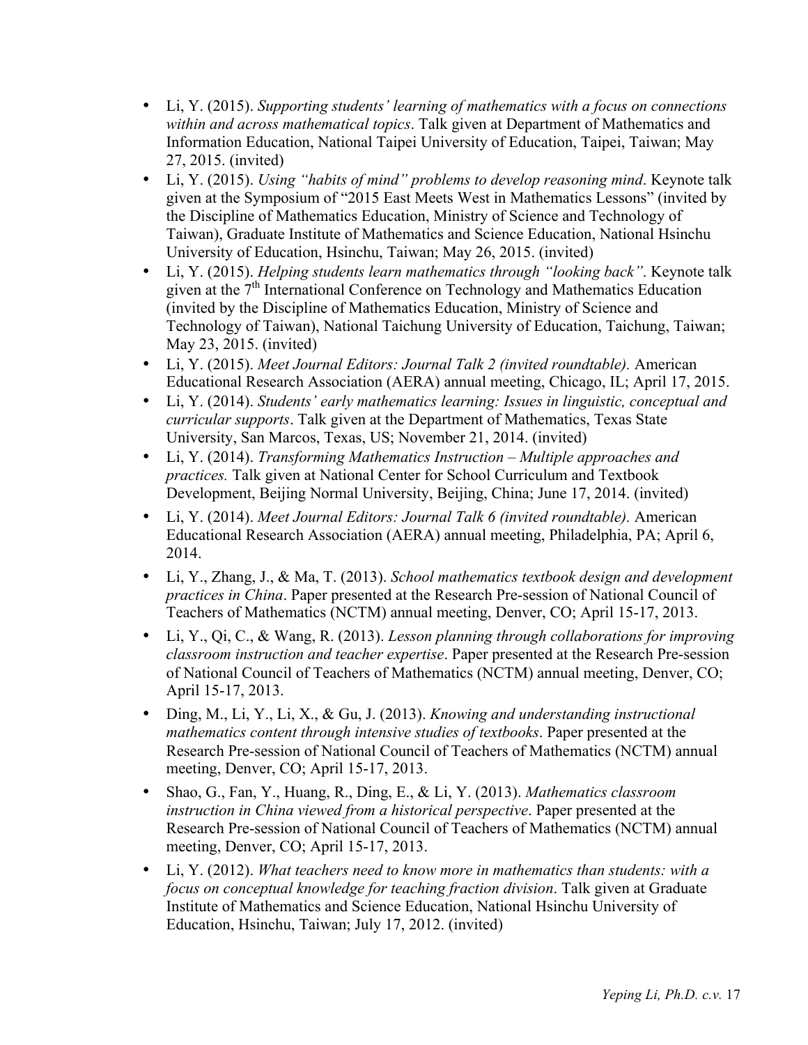- Li, Y. (2015). *Supporting students' learning of mathematics with a focus on connections within and across mathematical topics*. Talk given at Department of Mathematics and Information Education, National Taipei University of Education, Taipei, Taiwan; May 27, 2015. (invited)
- Li, Y. (2015). *Using "habits of mind" problems to develop reasoning mind*. Keynote talk given at the Symposium of "2015 East Meets West in Mathematics Lessons" (invited by the Discipline of Mathematics Education, Ministry of Science and Technology of Taiwan), Graduate Institute of Mathematics and Science Education, National Hsinchu University of Education, Hsinchu, Taiwan; May 26, 2015. (invited)
- Li, Y. (2015). *Helping students learn mathematics through "looking back"*. Keynote talk given at the 7th International Conference on Technology and Mathematics Education (invited by the Discipline of Mathematics Education, Ministry of Science and Technology of Taiwan), National Taichung University of Education, Taichung, Taiwan; May 23, 2015. (invited)
- Li, Y. (2015). *Meet Journal Editors: Journal Talk 2 (invited roundtable).* American Educational Research Association (AERA) annual meeting, Chicago, IL; April 17, 2015.
- Li, Y. (2014). *Students' early mathematics learning: Issues in linguistic, conceptual and curricular supports*. Talk given at the Department of Mathematics, Texas State University, San Marcos, Texas, US; November 21, 2014. (invited)
- Li, Y. (2014). *Transforming Mathematics Instruction – Multiple approaches and practices.* Talk given at National Center for School Curriculum and Textbook Development, Beijing Normal University, Beijing, China; June 17, 2014. (invited)
- Li, Y. (2014). *Meet Journal Editors: Journal Talk 6 (invited roundtable).* American Educational Research Association (AERA) annual meeting, Philadelphia, PA; April 6, 2014.
- Li, Y., Zhang, J., & Ma, T. (2013). *School mathematics textbook design and development practices in China*. Paper presented at the Research Pre-session of National Council of Teachers of Mathematics (NCTM) annual meeting, Denver, CO; April 15-17, 2013.
- Li, Y., Qi, C., & Wang, R. (2013). *Lesson planning through collaborations for improving classroom instruction and teacher expertise*. Paper presented at the Research Pre-session of National Council of Teachers of Mathematics (NCTM) annual meeting, Denver, CO; April 15-17, 2013.
- Ding, M., Li, Y., Li, X., & Gu, J. (2013). *Knowing and understanding instructional mathematics content through intensive studies of textbooks*. Paper presented at the Research Pre-session of National Council of Teachers of Mathematics (NCTM) annual meeting, Denver, CO; April 15-17, 2013.
- Shao, G., Fan, Y., Huang, R., Ding, E., & Li, Y. (2013). *Mathematics classroom instruction in China viewed from a historical perspective*. Paper presented at the Research Pre-session of National Council of Teachers of Mathematics (NCTM) annual meeting, Denver, CO; April 15-17, 2013.
- Li, Y. (2012). *What teachers need to know more in mathematics than students: with a focus on conceptual knowledge for teaching fraction division*. Talk given at Graduate Institute of Mathematics and Science Education, National Hsinchu University of Education, Hsinchu, Taiwan; July 17, 2012. (invited)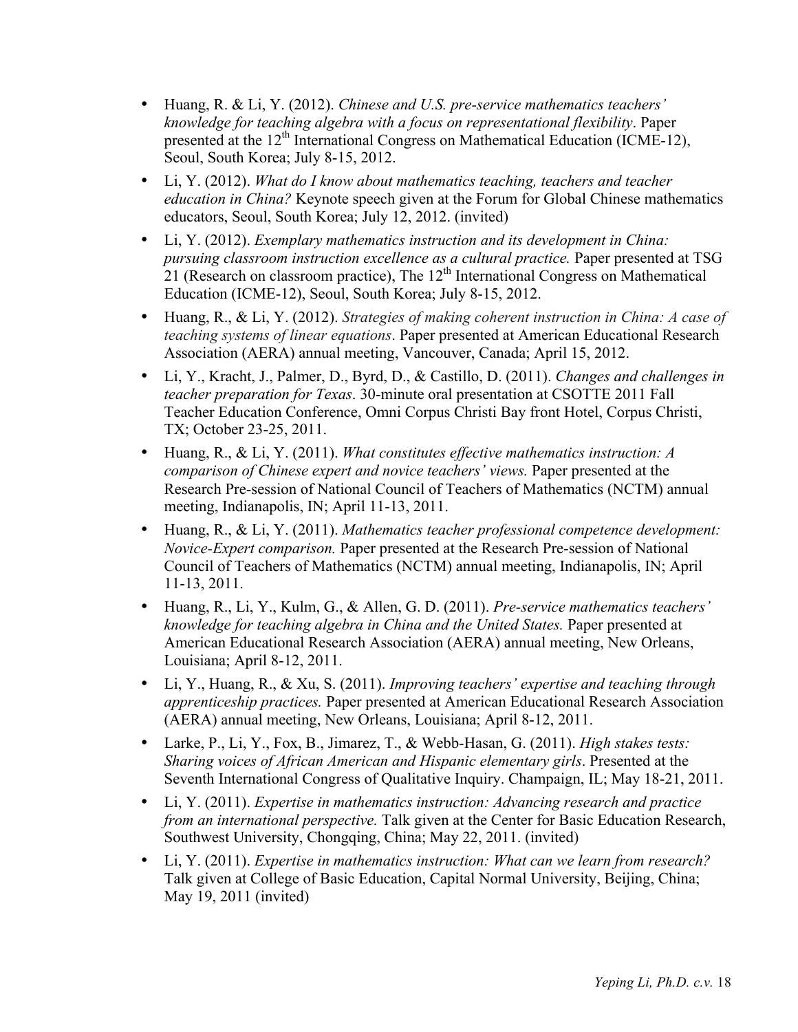- Huang, R. & Li, Y. (2012). *Chinese and U.S. pre-service mathematics teachers' knowledge for teaching algebra with a focus on representational flexibility*. Paper presented at the 12th International Congress on Mathematical Education (ICME-12), Seoul, South Korea; July 8-15, 2012.
- Li, Y. (2012). *What do I know about mathematics teaching, teachers and teacher education in China?* Keynote speech given at the Forum for Global Chinese mathematics educators, Seoul, South Korea; July 12, 2012. (invited)
- Li, Y. (2012). *Exemplary mathematics instruction and its development in China: pursuing classroom instruction excellence as a cultural practice.* Paper presented at TSG 21 (Research on classroom practice), The 12th International Congress on Mathematical Education (ICME-12), Seoul, South Korea; July 8-15, 2012.
- Huang, R., & Li, Y. (2012). *Strategies of making coherent instruction in China: A case of teaching systems of linear equations*. Paper presented at American Educational Research Association (AERA) annual meeting, Vancouver, Canada; April 15, 2012.
- Li, Y., Kracht, J., Palmer, D., Byrd, D., & Castillo, D. (2011). *Changes and challenges in teacher preparation for Texas*. 30-minute oral presentation at CSOTTE 2011 Fall Teacher Education Conference, Omni Corpus Christi Bay front Hotel, Corpus Christi, TX; October 23-25, 2011.
- Huang, R., & Li, Y. (2011). *What constitutes effective mathematics instruction: A comparison of Chinese expert and novice teachers' views.* Paper presented at the Research Pre-session of National Council of Teachers of Mathematics (NCTM) annual meeting, Indianapolis, IN; April 11-13, 2011.
- Huang, R., & Li, Y. (2011). *Mathematics teacher professional competence development: Novice-Expert comparison.* Paper presented at the Research Pre-session of National Council of Teachers of Mathematics (NCTM) annual meeting, Indianapolis, IN; April 11-13, 2011.
- Huang, R., Li, Y., Kulm, G., & Allen, G. D. (2011). *Pre-service mathematics teachers' knowledge for teaching algebra in China and the United States.* Paper presented at American Educational Research Association (AERA) annual meeting, New Orleans, Louisiana; April 8-12, 2011.
- Li, Y., Huang, R., & Xu, S. (2011). *Improving teachers' expertise and teaching through apprenticeship practices.* Paper presented at American Educational Research Association (AERA) annual meeting, New Orleans, Louisiana; April 8-12, 2011.
- Larke, P., Li, Y., Fox, B., Jimarez, T., & Webb-Hasan, G. (2011). *High stakes tests: Sharing voices of African American and Hispanic elementary girls*. Presented at the Seventh International Congress of Qualitative Inquiry. Champaign, IL; May 18-21, 2011.
- Li, Y. (2011). *Expertise in mathematics instruction: Advancing research and practice from an international perspective.* Talk given at the Center for Basic Education Research, Southwest University, Chongqing, China; May 22, 2011. (invited)
- Li, Y. (2011). *Expertise in mathematics instruction: What can we learn from research?* Talk given at College of Basic Education, Capital Normal University, Beijing, China; May 19, 2011 (invited)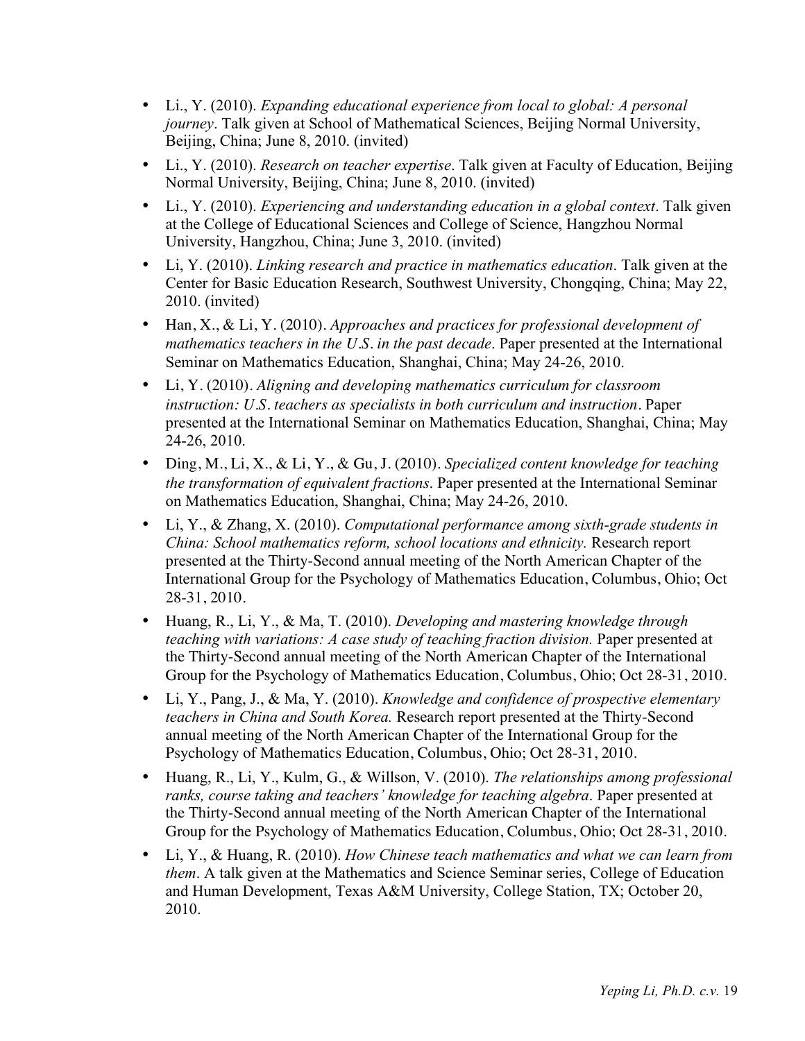- Li., Y. (2010). *Expanding educational experience from local to global: A personal journey*. Talk given at School of Mathematical Sciences, Beijing Normal University, Beijing, China; June 8, 2010. (invited)
- Li., Y. (2010). *Research on teacher expertise*. Talk given at Faculty of Education, Beijing Normal University, Beijing, China; June 8, 2010. (invited)
- Li., Y. (2010). *Experiencing and understanding education in a global context*. Talk given at the College of Educational Sciences and College of Science, Hangzhou Normal University, Hangzhou, China; June 3, 2010. (invited)
- Li, Y. (2010). *Linking research and practice in mathematics education*. Talk given at the Center for Basic Education Research, Southwest University, Chongqing, China; May 22, 2010. (invited)
- Han, X., & Li, Y. (2010). *Approaches and practices for professional development of mathematics teachers in the U.S. in the past decade*. Paper presented at the International Seminar on Mathematics Education, Shanghai, China; May 24-26, 2010.
- Li, Y. (2010). *Aligning and developing mathematics curriculum for classroom instruction: U.S. teachers as specialists in both curriculum and instruction*. Paper presented at the International Seminar on Mathematics Education, Shanghai, China; May 24-26, 2010.
- Ding, M., Li, X., & Li, Y., & Gu, J. (2010). *Specialized content knowledge for teaching the transformation of equivalent fractions*. Paper presented at the International Seminar on Mathematics Education, Shanghai, China; May 24-26, 2010.
- Li, Y., & Zhang, X. (2010). *Computational performance among sixth-grade students in China: School mathematics reform, school locations and ethnicity.* Research report presented at the Thirty-Second annual meeting of the North American Chapter of the International Group for the Psychology of Mathematics Education, Columbus, Ohio; Oct 28-31, 2010.
- Huang, R., Li, Y., & Ma, T. (2010). *Developing and mastering knowledge through teaching with variations: A case study of teaching fraction division.* Paper presented at the Thirty-Second annual meeting of the North American Chapter of the International Group for the Psychology of Mathematics Education, Columbus, Ohio; Oct 28-31, 2010.
- Li, Y., Pang, J., & Ma, Y. (2010). *Knowledge and confidence of prospective elementary teachers in China and South Korea.* Research report presented at the Thirty-Second annual meeting of the North American Chapter of the International Group for the Psychology of Mathematics Education, Columbus, Ohio; Oct 28-31, 2010.
- Huang, R., Li, Y., Kulm, G., & Willson, V. (2010). *The relationships among professional ranks, course taking and teachers' knowledge for teaching algebra*. Paper presented at the Thirty-Second annual meeting of the North American Chapter of the International Group for the Psychology of Mathematics Education, Columbus, Ohio; Oct 28-31, 2010.
- Li, Y., & Huang, R. (2010). *How Chinese teach mathematics and what we can learn from them*. A talk given at the Mathematics and Science Seminar series, College of Education and Human Development, Texas A&M University, College Station, TX; October 20, 2010.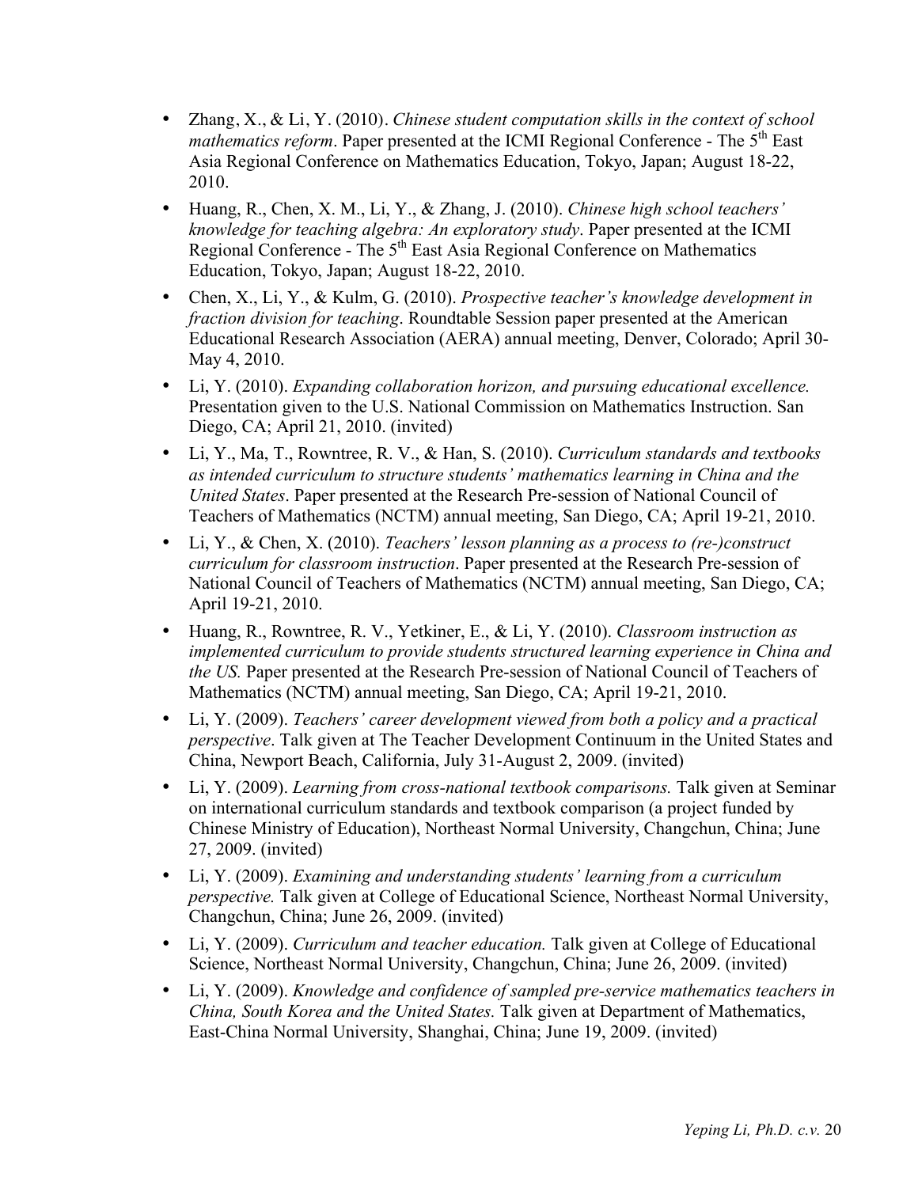- Zhang, X., & Li, Y. (2010). *Chinese student computation skills in the context of school mathematics reform*. Paper presented at the ICMI Regional Conference - The 5th East Asia Regional Conference on Mathematics Education, Tokyo, Japan; August 18-22, 2010.
- Huang, R., Chen, X. M., Li, Y., & Zhang, J. (2010). *Chinese high school teachers' knowledge for teaching algebra: An exploratory study*. Paper presented at the ICMI Regional Conference - The 5th East Asia Regional Conference on Mathematics Education, Tokyo, Japan; August 18-22, 2010.
- Chen, X., Li, Y., & Kulm, G. (2010). *Prospective teacher's knowledge development in fraction division for teaching*. Roundtable Session paper presented at the American Educational Research Association (AERA) annual meeting, Denver, Colorado; April 30-May 4, 2010.
- Li, Y. (2010). *Expanding collaboration horizon, and pursuing educational excellence.* Presentation given to the U.S. National Commission on Mathematics Instruction. San Diego, CA; April 21, 2010. (invited)
- Li, Y., Ma, T., Rowntree, R. V., & Han, S. (2010). *Curriculum standards and textbooks as intended curriculum to structure students' mathematics learning in China and the United States*. Paper presented at the Research Pre-session of National Council of Teachers of Mathematics (NCTM) annual meeting, San Diego, CA; April 19-21, 2010.
- Li, Y., & Chen, X. (2010). *Teachers' lesson planning as a process to (re-)construct curriculum for classroom instruction*. Paper presented at the Research Pre-session of National Council of Teachers of Mathematics (NCTM) annual meeting, San Diego, CA; April 19-21, 2010.
- Huang, R., Rowntree, R. V., Yetkiner, E., & Li, Y. (2010). *Classroom instruction as implemented curriculum to provide students structured learning experience in China and the US.* Paper presented at the Research Pre-session of National Council of Teachers of Mathematics (NCTM) annual meeting, San Diego, CA; April 19-21, 2010.
- Li, Y. (2009). *Teachers' career development viewed from both a policy and a practical perspective*. Talk given at The Teacher Development Continuum in the United States and China, Newport Beach, California, July 31-August 2, 2009. (invited)
- Li, Y. (2009). *Learning from cross-national textbook comparisons.* Talk given at Seminar on international curriculum standards and textbook comparison (a project funded by Chinese Ministry of Education), Northeast Normal University, Changchun, China; June 27, 2009. (invited)
- Li, Y. (2009). *Examining and understanding students' learning from a curriculum perspective.* Talk given at College of Educational Science, Northeast Normal University, Changchun, China; June 26, 2009. (invited)
- Li, Y. (2009). *Curriculum and teacher education.* Talk given at College of Educational Science, Northeast Normal University, Changchun, China; June 26, 2009. (invited)
- Li, Y. (2009). *Knowledge and confidence of sampled pre-service mathematics teachers in China, South Korea and the United States.* Talk given at Department of Mathematics, East-China Normal University, Shanghai, China; June 19, 2009. (invited)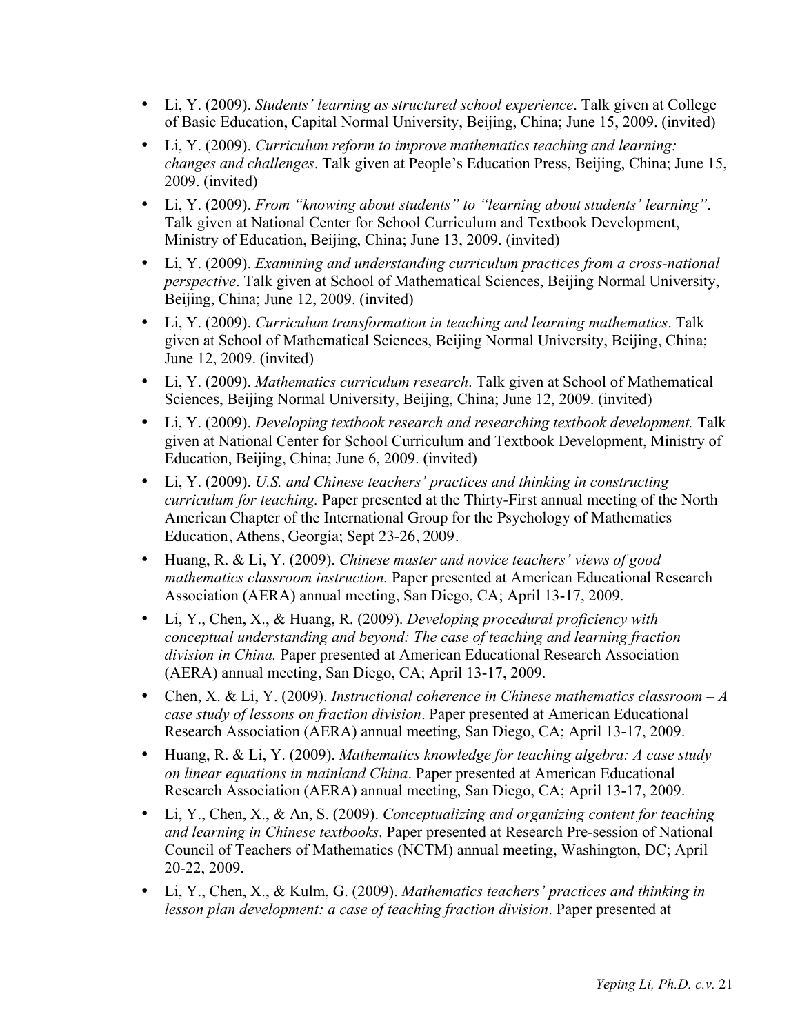- Li, Y. (2009). *Students' learning as structured school experience*. Talk given at College of Basic Education, Capital Normal University, Beijing, China; June 15, 2009. (invited)
- Li, Y. (2009). *Curriculum reform to improve mathematics teaching and learning: changes and challenges*. Talk given at People's Education Press, Beijing, China; June 15, 2009. (invited)
- Li, Y. (2009). *From "knowing about students" to "learning about students' learning"*. Talk given at National Center for School Curriculum and Textbook Development, Ministry of Education, Beijing, China; June 13, 2009. (invited)
- Li, Y. (2009). *Examining and understanding curriculum practices from a cross-national perspective*. Talk given at School of Mathematical Sciences, Beijing Normal University, Beijing, China; June 12, 2009. (invited)
- Li, Y. (2009). *Curriculum transformation in teaching and learning mathematics*. Talk given at School of Mathematical Sciences, Beijing Normal University, Beijing, China; June 12, 2009. (invited)
- Li, Y. (2009). *Mathematics curriculum research*. Talk given at School of Mathematical Sciences, Beijing Normal University, Beijing, China; June 12, 2009. (invited)
- Li, Y. (2009). *Developing textbook research and researching textbook development.* Talk given at National Center for School Curriculum and Textbook Development, Ministry of Education, Beijing, China; June 6, 2009. (invited)
- Li, Y. (2009). *U.S. and Chinese teachers' practices and thinking in constructing curriculum for teaching.* Paper presented at the Thirty-First annual meeting of the North American Chapter of the International Group for the Psychology of Mathematics Education, Athens, Georgia; Sept 23-26, 2009.
- Huang, R. & Li, Y. (2009). *Chinese master and novice teachers' views of good mathematics classroom instruction.* Paper presented at American Educational Research Association (AERA) annual meeting, San Diego, CA; April 13-17, 2009.
- Li, Y., Chen, X., & Huang, R. (2009). *Developing procedural proficiency with conceptual understanding and beyond: The case of teaching and learning fraction division in China.* Paper presented at American Educational Research Association (AERA) annual meeting, San Diego, CA; April 13-17, 2009.
- Chen, X. & Li, Y. (2009). *Instructional coherence in Chinese mathematics classroom – A case study of lessons on fraction division*. Paper presented at American Educational Research Association (AERA) annual meeting, San Diego, CA; April 13-17, 2009.
- Huang, R. & Li, Y. (2009). *Mathematics knowledge for teaching algebra: A case study on linear equations in mainland China*. Paper presented at American Educational Research Association (AERA) annual meeting, San Diego, CA; April 13-17, 2009.
- Li, Y., Chen, X., & An, S. (2009). *Conceptualizing and organizing content for teaching and learning in Chinese textbooks*. Paper presented at Research Pre-session of National Council of Teachers of Mathematics (NCTM) annual meeting, Washington, DC; April 20-22, 2009.
- Li, Y., Chen, X., & Kulm, G. (2009). *Mathematics teachers' practices and thinking in lesson plan development: a case of teaching fraction division*. Paper presented at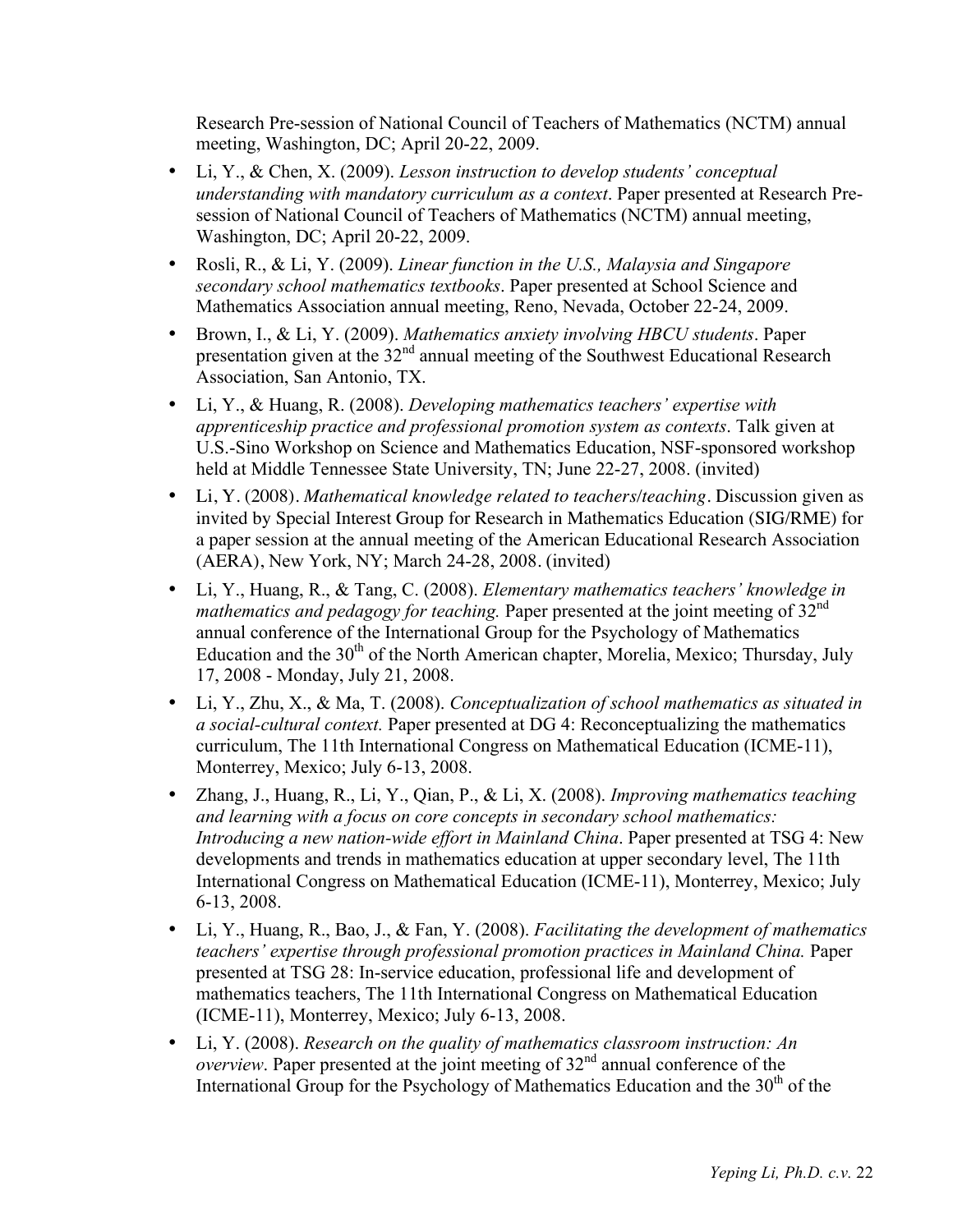Research Pre-session of National Council of Teachers of Mathematics (NCTM) annual meeting, Washington, DC; April 20-22, 2009.

- Li, Y., & Chen, X. (2009). *Lesson instruction to develop students' conceptual understanding with mandatory curriculum as a context*. Paper presented at Research Pre-session of National Council of Teachers of Mathematics (NCTM) annual meeting, Washington, DC; April 20-22, 2009.
- Rosli, R., & Li, Y. (2009). *Linear function in the U.S., Malaysia and Singapore secondary school mathematics textbooks*. Paper presented at School Science and Mathematics Association annual meeting, Reno, Nevada, October 22-24, 2009.
- Brown, I., & Li, Y. (2009). *Mathematics anxiety involving HBCU students*. Paper presentation given at the 32nd annual meeting of the Southwest Educational Research Association, San Antonio, TX.
- Li, Y., & Huang, R. (2008). *Developing mathematics teachers' expertise with apprenticeship practice and professional promotion system as contexts*. Talk given at U.S.-Sino Workshop on Science and Mathematics Education, NSF-sponsored workshop held at Middle Tennessee State University, TN; June 22-27, 2008. (invited)
- Li, Y. (2008). *Mathematical knowledge related to teachers/teaching*. Discussion given as invited by Special Interest Group for Research in Mathematics Education (SIG/RME) for a paper session at the annual meeting of the American Educational Research Association (AERA), New York, NY; March 24-28, 2008. (invited)
- Li, Y., Huang, R., & Tang, C. (2008). *Elementary mathematics teachers' knowledge in mathematics and pedagogy for teaching.* Paper presented at the joint meeting of 32nd annual conference of the International Group for the Psychology of Mathematics Education and the 30th of the North American chapter, Morelia, Mexico; Thursday, July 17, 2008 - Monday, July 21, 2008.
- Li, Y., Zhu, X., & Ma, T. (2008). *Conceptualization of school mathematics as situated in a social-cultural context.* Paper presented at DG 4: Reconceptualizing the mathematics curriculum, The 11th International Congress on Mathematical Education (ICME-11), Monterrey, Mexico; July 6-13, 2008.
- Zhang, J., Huang, R., Li, Y., Qian, P., & Li, X. (2008). *Improving mathematics teaching and learning with a focus on core concepts in secondary school mathematics: Introducing a new nation-wide effort in Mainland China*. Paper presented at TSG 4: New developments and trends in mathematics education at upper secondary level, The 11th International Congress on Mathematical Education (ICME-11), Monterrey, Mexico; July 6-13, 2008.
- Li, Y., Huang, R., Bao, J., & Fan, Y. (2008). *Facilitating the development of mathematics teachers' expertise through professional promotion practices in Mainland China.* Paper presented at TSG 28: In-service education, professional life and development of mathematics teachers, The 11th International Congress on Mathematical Education (ICME-11), Monterrey, Mexico; July 6-13, 2008.
- Li, Y. (2008). *Research on the quality of mathematics classroom instruction: An overview*. Paper presented at the joint meeting of 32nd annual conference of the International Group for the Psychology of Mathematics Education and the 30th of the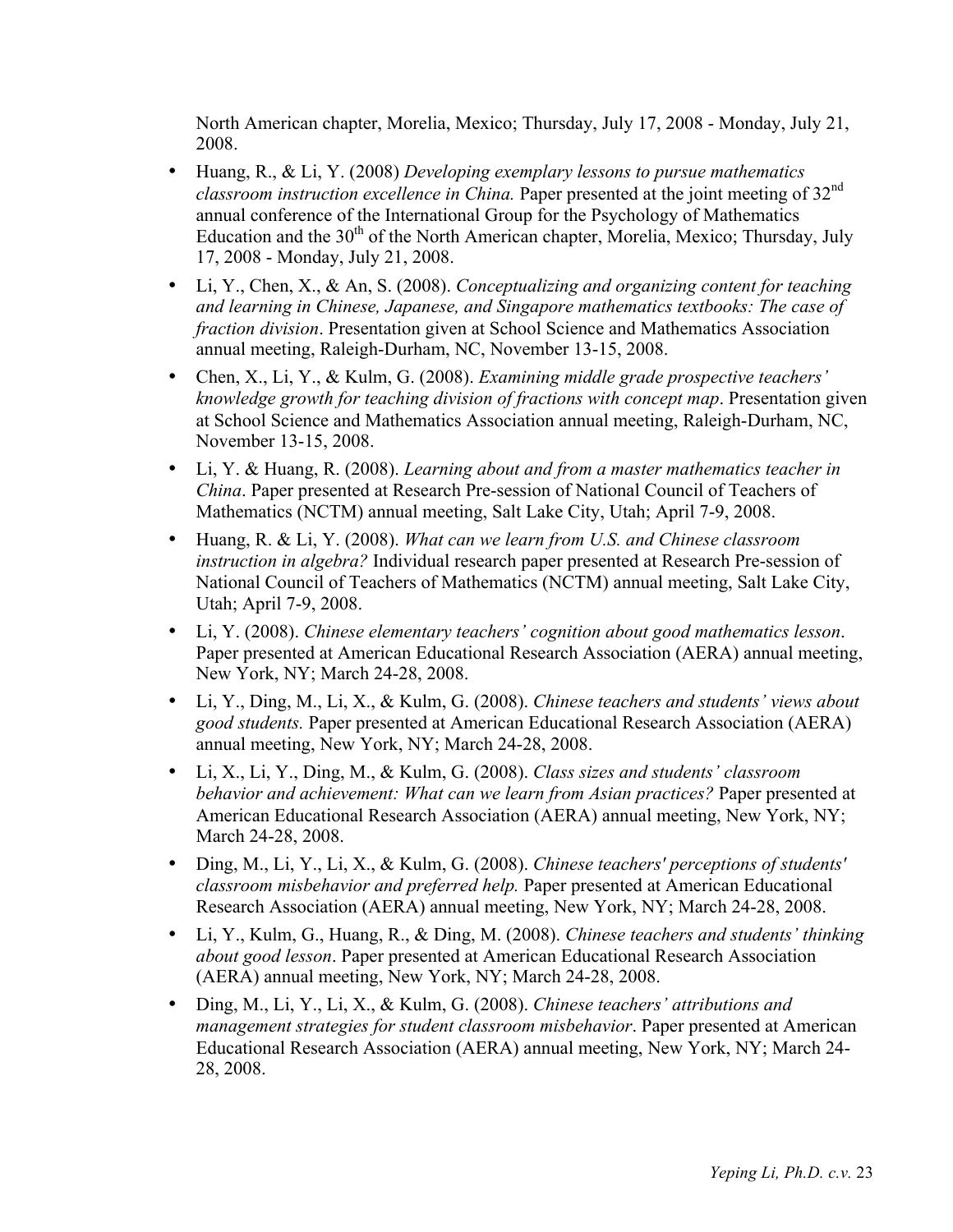North American chapter, Morelia, Mexico; Thursday, July 17, 2008 - Monday, July 21, 2008.

- Huang, R., & Li, Y. (2008) *Developing exemplary lessons to pursue mathematics classroom instruction excellence in China.* Paper presented at the joint meeting of 32nd annual conference of the International Group for the Psychology of Mathematics Education and the 30th of the North American chapter, Morelia, Mexico; Thursday, July 17, 2008 - Monday, July 21, 2008.
- Li, Y., Chen, X., & An, S. (2008). *Conceptualizing and organizing content for teaching and learning in Chinese, Japanese, and Singapore mathematics textbooks: The case of fraction division*. Presentation given at School Science and Mathematics Association annual meeting, Raleigh-Durham, NC, November 13-15, 2008.
- Chen, X., Li, Y., & Kulm, G. (2008). *Examining middle grade prospective teachers' knowledge growth for teaching division of fractions with concept map*. Presentation given at School Science and Mathematics Association annual meeting, Raleigh-Durham, NC, November 13-15, 2008.
- Li, Y. & Huang, R. (2008). *Learning about and from a master mathematics teacher in China*. Paper presented at Research Pre-session of National Council of Teachers of Mathematics (NCTM) annual meeting, Salt Lake City, Utah; April 7-9, 2008.
- Huang, R. & Li, Y. (2008). *What can we learn from U.S. and Chinese classroom instruction in algebra?* Individual research paper presented at Research Pre-session of National Council of Teachers of Mathematics (NCTM) annual meeting, Salt Lake City, Utah; April 7-9, 2008.
- Li, Y. (2008). *Chinese elementary teachers' cognition about good mathematics lesson*. Paper presented at American Educational Research Association (AERA) annual meeting, New York, NY; March 24-28, 2008.
- Li, Y., Ding, M., Li, X., & Kulm, G. (2008). *Chinese teachers and students' views about good students.* Paper presented at American Educational Research Association (AERA) annual meeting, New York, NY; March 24-28, 2008.
- Li, X., Li, Y., Ding, M., & Kulm, G. (2008). *Class sizes and students' classroom behavior and achievement: What can we learn from Asian practices?* Paper presented at American Educational Research Association (AERA) annual meeting, New York, NY; March 24-28, 2008.
- Ding, M., Li, Y., Li, X., & Kulm, G. (2008). *Chinese teachers' perceptions of students' classroom misbehavior and preferred help.* Paper presented at American Educational Research Association (AERA) annual meeting, New York, NY; March 24-28, 2008.
- Li, Y., Kulm, G., Huang, R., & Ding, M. (2008). *Chinese teachers and students' thinking about good lesson*. Paper presented at American Educational Research Association (AERA) annual meeting, New York, NY; March 24-28, 2008.
- Ding, M., Li, Y., Li, X., & Kulm, G. (2008). *Chinese teachers' attributions and management strategies for student classroom misbehavior*. Paper presented at American Educational Research Association (AERA) annual meeting, New York, NY; March 24-28, 2008.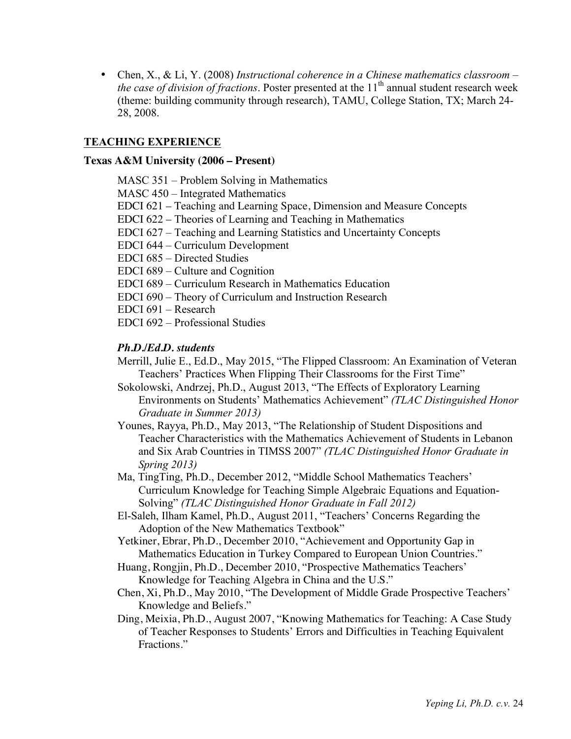- Chen, X., & Li, Y. (2008) *Instructional coherence in a Chinese mathematics classroom – the case of division of fractions*. Poster presented at the 11th annual student research week (theme: building community through research), TAMU, College Station, TX; March 24-28, 2008.

## TEACHING EXPERIENCE

### Texas A&M University (2006 – Present)

MASC 351 – Problem Solving in Mathematics
MASC 450 – Integrated Mathematics
EDCI 621 – Teaching and Learning Space, Dimension and Measure Concepts
EDCI 622 – Theories of Learning and Teaching in Mathematics
EDCI 627 – Teaching and Learning Statistics and Uncertainty Concepts
EDCI 644 – Curriculum Development
EDCI 685 – Directed Studies
EDCI 689 – Culture and Cognition
EDCI 689 – Curriculum Research in Mathematics Education
EDCI 690 – Theory of Curriculum and Instruction Research
EDCI 691 – Research
EDCI 692 – Professional Studies

#### *Ph.D./Ed.D. students*

Merrill, Julie E., Ed.D., May 2015, "The Flipped Classroom: An Examination of Veteran Teachers' Practices When Flipping Their Classrooms for the First Time"

Sokolowski, Andrzej, Ph.D., August 2013, "The Effects of Exploratory Learning Environments on Students' Mathematics Achievement" *(TLAC Distinguished Honor Graduate in Summer 2013)*

Younes, Rayya, Ph.D., May 2013, "The Relationship of Student Dispositions and Teacher Characteristics with the Mathematics Achievement of Students in Lebanon and Six Arab Countries in TIMSS 2007" *(TLAC Distinguished Honor Graduate in Spring 2013)*

Ma, TingTing, Ph.D., December 2012, "Middle School Mathematics Teachers' Curriculum Knowledge for Teaching Simple Algebraic Equations and Equation-Solving" *(TLAC Distinguished Honor Graduate in Fall 2012)*

El-Saleh, Ilham Kamel, Ph.D., August 2011, "Teachers' Concerns Regarding the Adoption of the New Mathematics Textbook"

Yetkiner, Ebrar, Ph.D., December 2010, "Achievement and Opportunity Gap in Mathematics Education in Turkey Compared to European Union Countries."

Huang, Rongjin, Ph.D., December 2010, "Prospective Mathematics Teachers' Knowledge for Teaching Algebra in China and the U.S."

Chen, Xi, Ph.D., May 2010, "The Development of Middle Grade Prospective Teachers' Knowledge and Beliefs."

Ding, Meixia, Ph.D., August 2007, "Knowing Mathematics for Teaching: A Case Study of Teacher Responses to Students' Errors and Difficulties in Teaching Equivalent Fractions."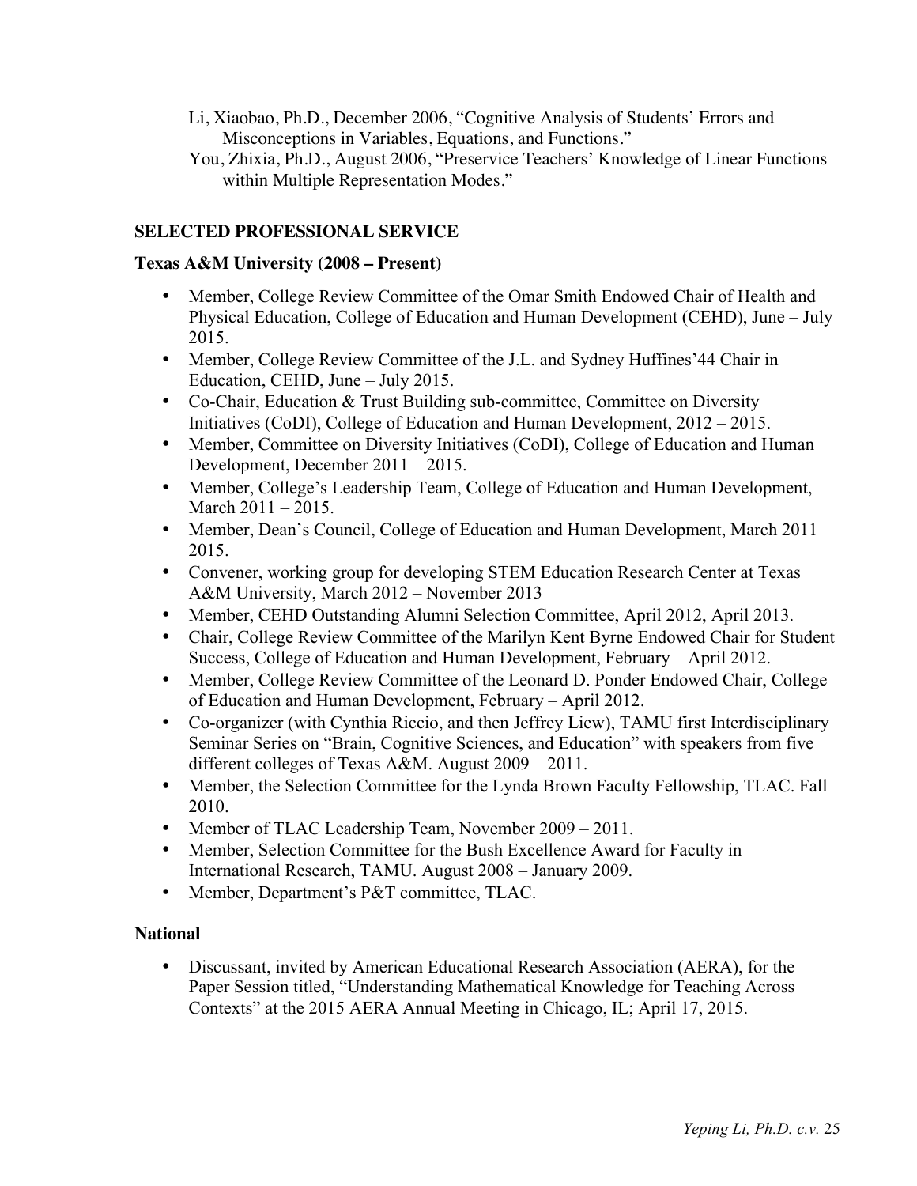Li, Xiaobao, Ph.D., December 2006, "Cognitive Analysis of Students' Errors and Misconceptions in Variables, Equations, and Functions."

You, Zhixia, Ph.D., August 2006, "Preservice Teachers' Knowledge of Linear Functions within Multiple Representation Modes."

## SELECTED PROFESSIONAL SERVICE

### Texas A&M University (2008 – Present)

- Member, College Review Committee of the Omar Smith Endowed Chair of Health and Physical Education, College of Education and Human Development (CEHD), June – July 2015.
- Member, College Review Committee of the J.L. and Sydney Huffines'44 Chair in Education, CEHD, June – July 2015.
- Co-Chair, Education & Trust Building sub-committee, Committee on Diversity Initiatives (CoDI), College of Education and Human Development, 2012 – 2015.
- Member, Committee on Diversity Initiatives (CoDI), College of Education and Human Development, December 2011 – 2015.
- Member, College's Leadership Team, College of Education and Human Development, March 2011 – 2015.
- Member, Dean's Council, College of Education and Human Development, March 2011 – 2015.
- Convener, working group for developing STEM Education Research Center at Texas A&M University, March 2012 – November 2013
- Member, CEHD Outstanding Alumni Selection Committee, April 2012, April 2013.
- Chair, College Review Committee of the Marilyn Kent Byrne Endowed Chair for Student Success, College of Education and Human Development, February – April 2012.
- Member, College Review Committee of the Leonard D. Ponder Endowed Chair, College of Education and Human Development, February – April 2012.
- Co-organizer (with Cynthia Riccio, and then Jeffrey Liew), TAMU first Interdisciplinary Seminar Series on "Brain, Cognitive Sciences, and Education" with speakers from five different colleges of Texas A&M. August 2009 – 2011.
- Member, the Selection Committee for the Lynda Brown Faculty Fellowship, TLAC. Fall 2010.
- Member of TLAC Leadership Team, November 2009 – 2011.
- Member, Selection Committee for the Bush Excellence Award for Faculty in International Research, TAMU. August 2008 – January 2009.
- Member, Department's P&T committee, TLAC.

### National

- Discussant, invited by American Educational Research Association (AERA), for the Paper Session titled, "Understanding Mathematical Knowledge for Teaching Across Contexts" at the 2015 AERA Annual Meeting in Chicago, IL; April 17, 2015.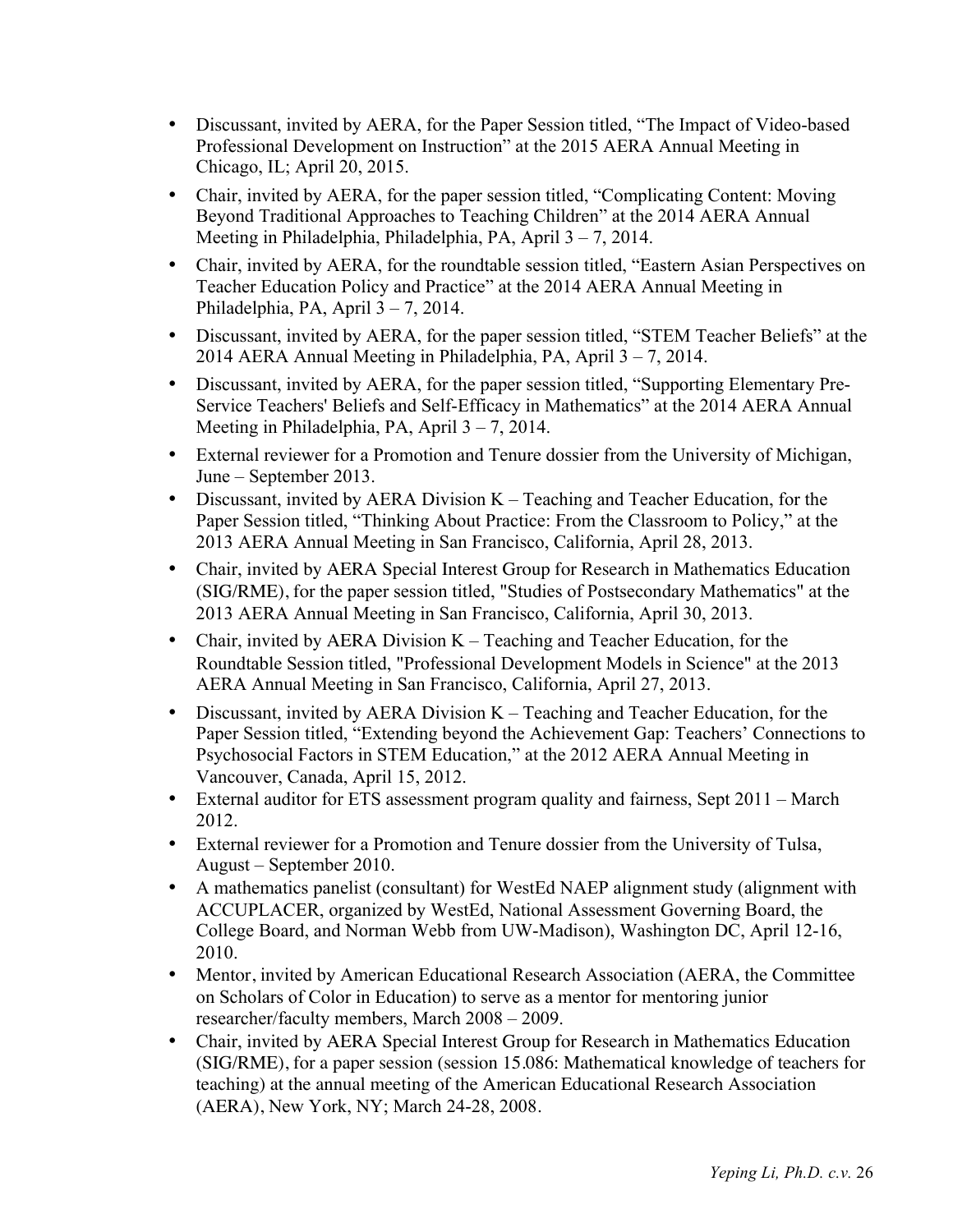- Discussant, invited by AERA, for the Paper Session titled, "The Impact of Video-based Professional Development on Instruction" at the 2015 AERA Annual Meeting in Chicago, IL; April 20, 2015.
- Chair, invited by AERA, for the paper session titled, "Complicating Content: Moving Beyond Traditional Approaches to Teaching Children" at the 2014 AERA Annual Meeting in Philadelphia, Philadelphia, PA, April 3 – 7, 2014.
- Chair, invited by AERA, for the roundtable session titled, "Eastern Asian Perspectives on Teacher Education Policy and Practice" at the 2014 AERA Annual Meeting in Philadelphia, PA, April 3 – 7, 2014.
- Discussant, invited by AERA, for the paper session titled, "STEM Teacher Beliefs" at the 2014 AERA Annual Meeting in Philadelphia, PA, April 3 – 7, 2014.
- Discussant, invited by AERA, for the paper session titled, "Supporting Elementary Pre-Service Teachers' Beliefs and Self-Efficacy in Mathematics" at the 2014 AERA Annual Meeting in Philadelphia, PA, April 3 – 7, 2014.
- External reviewer for a Promotion and Tenure dossier from the University of Michigan, June – September 2013.
- Discussant, invited by AERA Division K – Teaching and Teacher Education, for the Paper Session titled, "Thinking About Practice: From the Classroom to Policy," at the 2013 AERA Annual Meeting in San Francisco, California, April 28, 2013.
- Chair, invited by AERA Special Interest Group for Research in Mathematics Education (SIG/RME), for the paper session titled, "Studies of Postsecondary Mathematics" at the 2013 AERA Annual Meeting in San Francisco, California, April 30, 2013.
- Chair, invited by AERA Division K – Teaching and Teacher Education, for the Roundtable Session titled, "Professional Development Models in Science" at the 2013 AERA Annual Meeting in San Francisco, California, April 27, 2013.
- Discussant, invited by AERA Division K – Teaching and Teacher Education, for the Paper Session titled, "Extending beyond the Achievement Gap: Teachers' Connections to Psychosocial Factors in STEM Education," at the 2012 AERA Annual Meeting in Vancouver, Canada, April 15, 2012.
- External auditor for ETS assessment program quality and fairness, Sept 2011 – March 2012.
- External reviewer for a Promotion and Tenure dossier from the University of Tulsa, August – September 2010.
- A mathematics panelist (consultant) for WestEd NAEP alignment study (alignment with ACCUPLACER, organized by WestEd, National Assessment Governing Board, the College Board, and Norman Webb from UW-Madison), Washington DC, April 12-16, 2010.
- Mentor, invited by American Educational Research Association (AERA, the Committee on Scholars of Color in Education) to serve as a mentor for mentoring junior researcher/faculty members, March 2008 – 2009.
- Chair, invited by AERA Special Interest Group for Research in Mathematics Education (SIG/RME), for a paper session (session 15.086: Mathematical knowledge of teachers for teaching) at the annual meeting of the American Educational Research Association (AERA), New York, NY; March 24-28, 2008.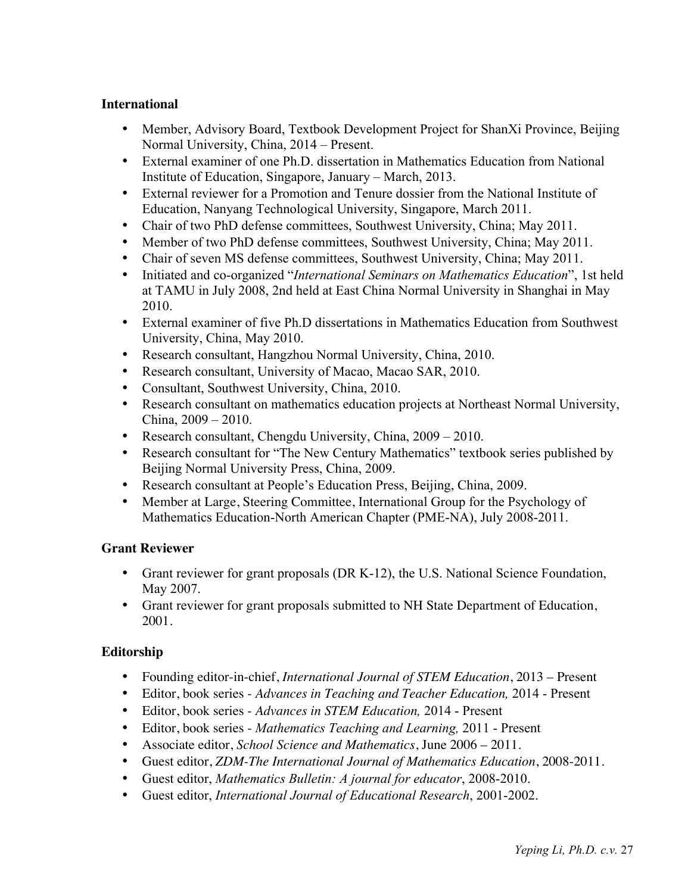**International**

- Member, Advisory Board, Textbook Development Project for ShanXi Province, Beijing Normal University, China, 2014 – Present.
- External examiner of one Ph.D. dissertation in Mathematics Education from National Institute of Education, Singapore, January – March, 2013.
- External reviewer for a Promotion and Tenure dossier from the National Institute of Education, Nanyang Technological University, Singapore, March 2011.
- Chair of two PhD defense committees, Southwest University, China; May 2011.
- Member of two PhD defense committees, Southwest University, China; May 2011.
- Chair of seven MS defense committees, Southwest University, China; May 2011.
- Initiated and co-organized "*International Seminars on Mathematics Education*", 1st held at TAMU in July 2008, 2nd held at East China Normal University in Shanghai in May 2010.
- External examiner of five Ph.D dissertations in Mathematics Education from Southwest University, China, May 2010.
- Research consultant, Hangzhou Normal University, China, 2010.
- Research consultant, University of Macao, Macao SAR, 2010.
- Consultant, Southwest University, China, 2010.
- Research consultant on mathematics education projects at Northeast Normal University, China, 2009 – 2010.
- Research consultant, Chengdu University, China, 2009 – 2010.
- Research consultant for "The New Century Mathematics" textbook series published by Beijing Normal University Press, China, 2009.
- Research consultant at People's Education Press, Beijing, China, 2009.
- Member at Large, Steering Committee, International Group for the Psychology of Mathematics Education-North American Chapter (PME-NA), July 2008-2011.

**Grant Reviewer**

- Grant reviewer for grant proposals (DR K-12), the U.S. National Science Foundation, May 2007.
- Grant reviewer for grant proposals submitted to NH State Department of Education, 2001.

**Editorship**

- Founding editor-in-chief, *International Journal of STEM Education*, 2013 – Present
- Editor, book series - *Advances in Teaching and Teacher Education,* 2014 - Present
- Editor, book series - *Advances in STEM Education,* 2014 - Present
- Editor, book series - *Mathematics Teaching and Learning,* 2011 - Present
- Associate editor, *School Science and Mathematics*, June 2006 – 2011.
- Guest editor, *ZDM-The International Journal of Mathematics Education*, 2008-2011.
- Guest editor, *Mathematics Bulletin: A journal for educator*, 2008-2010.
- Guest editor, *International Journal of Educational Research*, 2001-2002.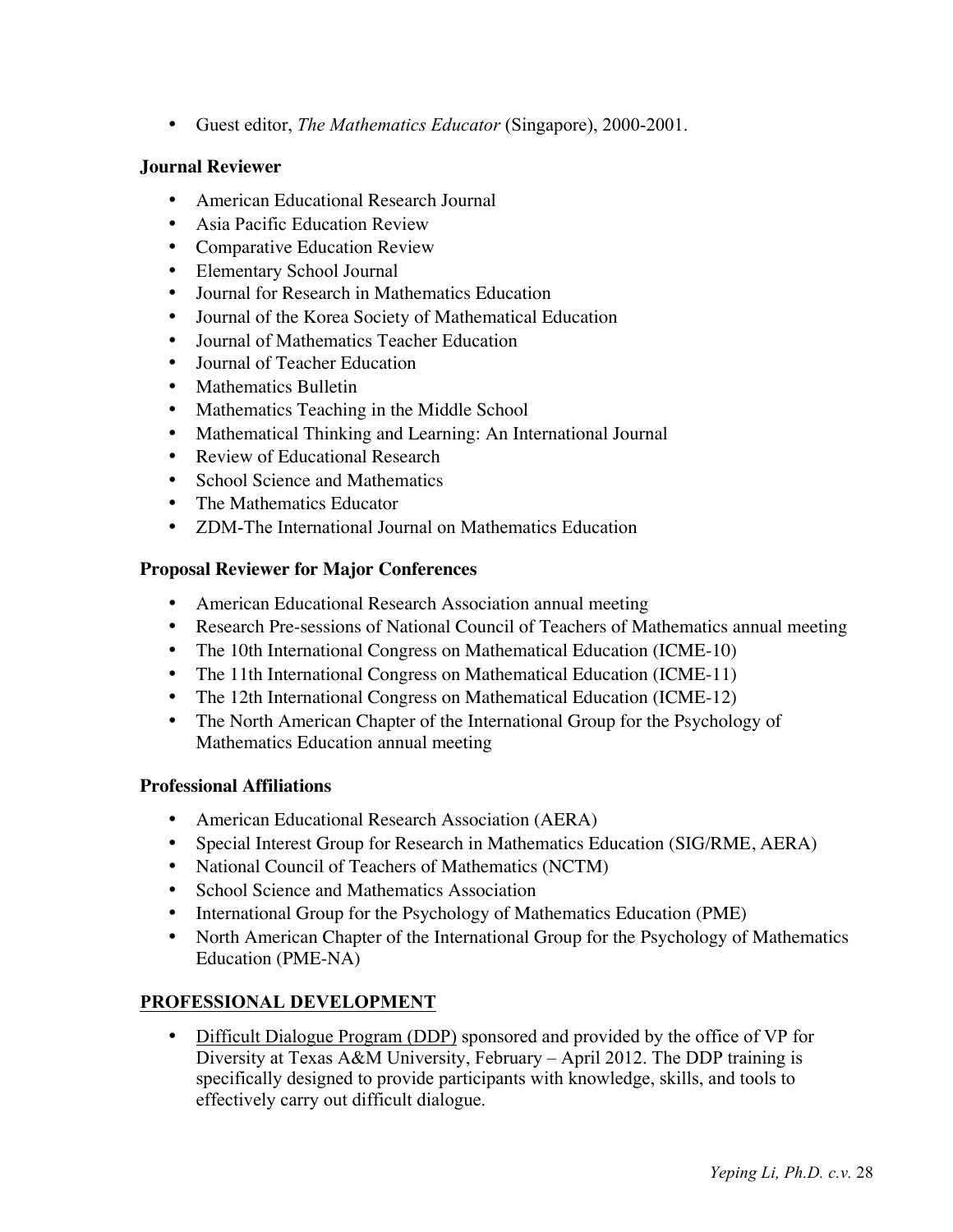- Guest editor, *The Mathematics Educator* (Singapore), 2000-2001.

### Journal Reviewer

- American Educational Research Journal
- Asia Pacific Education Review
- Comparative Education Review
- Elementary School Journal
- Journal for Research in Mathematics Education
- Journal of the Korea Society of Mathematical Education
- Journal of Mathematics Teacher Education
- Journal of Teacher Education
- Mathematics Bulletin
- Mathematics Teaching in the Middle School
- Mathematical Thinking and Learning: An International Journal
- Review of Educational Research
- School Science and Mathematics
- The Mathematics Educator
- ZDM-The International Journal on Mathematics Education

### Proposal Reviewer for Major Conferences

- American Educational Research Association annual meeting
- Research Pre-sessions of National Council of Teachers of Mathematics annual meeting
- The 10th International Congress on Mathematical Education (ICME-10)
- The 11th International Congress on Mathematical Education (ICME-11)
- The 12th International Congress on Mathematical Education (ICME-12)
- The North American Chapter of the International Group for the Psychology of Mathematics Education annual meeting

### Professional Affiliations

- American Educational Research Association (AERA)
- Special Interest Group for Research in Mathematics Education (SIG/RME, AERA)
- National Council of Teachers of Mathematics (NCTM)
- School Science and Mathematics Association
- International Group for the Psychology of Mathematics Education (PME)
- North American Chapter of the International Group for the Psychology of Mathematics Education (PME-NA)

## PROFESSIONAL DEVELOPMENT

- Difficult Dialogue Program (DDP) sponsored and provided by the office of VP for Diversity at Texas A&M University, February – April 2012. The DDP training is specifically designed to provide participants with knowledge, skills, and tools to effectively carry out difficult dialogue.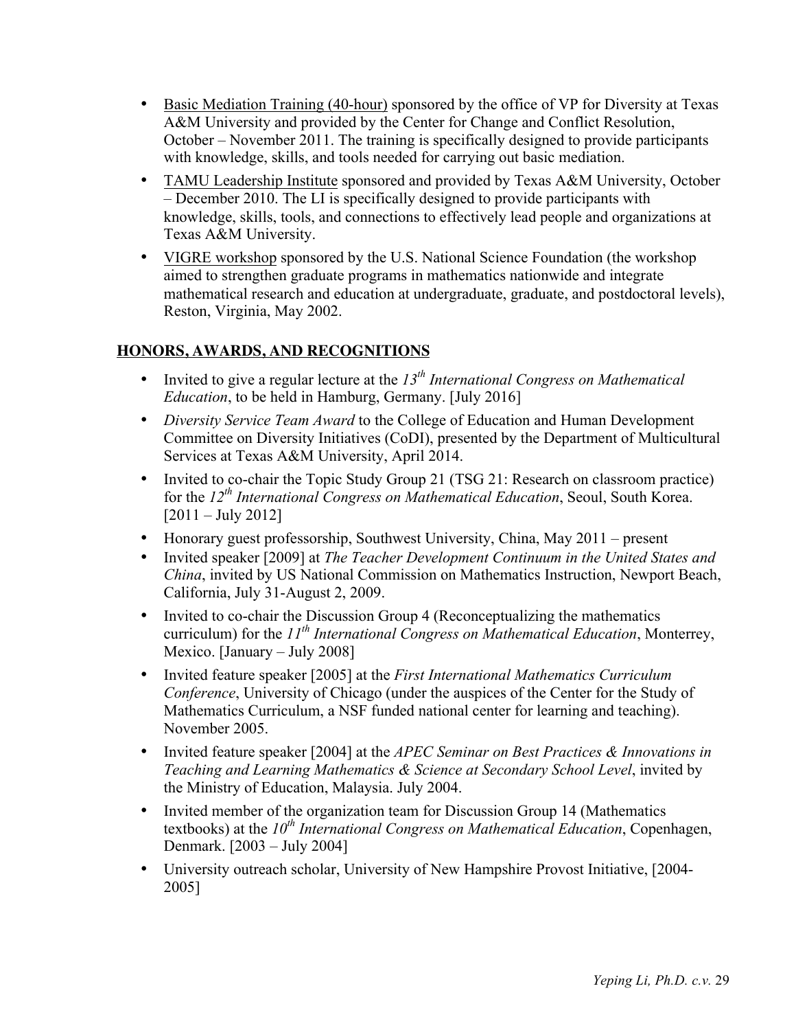- Basic Mediation Training (40-hour) sponsored by the office of VP for Diversity at Texas A&M University and provided by the Center for Change and Conflict Resolution, October – November 2011. The training is specifically designed to provide participants with knowledge, skills, and tools needed for carrying out basic mediation.
- TAMU Leadership Institute sponsored and provided by Texas A&M University, October – December 2010. The LI is specifically designed to provide participants with knowledge, skills, tools, and connections to effectively lead people and organizations at Texas A&M University.
- VIGRE workshop sponsored by the U.S. National Science Foundation (the workshop aimed to strengthen graduate programs in mathematics nationwide and integrate mathematical research and education at undergraduate, graduate, and postdoctoral levels), Reston, Virginia, May 2002.

## HONORS, AWARDS, AND RECOGNITIONS

- Invited to give a regular lecture at the *13th International Congress on Mathematical Education*, to be held in Hamburg, Germany. [July 2016]
- *Diversity Service Team Award* to the College of Education and Human Development Committee on Diversity Initiatives (CoDI), presented by the Department of Multicultural Services at Texas A&M University, April 2014.
- Invited to co-chair the Topic Study Group 21 (TSG 21: Research on classroom practice) for the *12th International Congress on Mathematical Education*, Seoul, South Korea. [2011 – July 2012]
- Honorary guest professorship, Southwest University, China, May 2011 – present
- Invited speaker [2009] at *The Teacher Development Continuum in the United States and China*, invited by US National Commission on Mathematics Instruction, Newport Beach, California, July 31-August 2, 2009.
- Invited to co-chair the Discussion Group 4 (Reconceptualizing the mathematics curriculum) for the *11th International Congress on Mathematical Education*, Monterrey, Mexico. [January – July 2008]
- Invited feature speaker [2005] at the *First International Mathematics Curriculum Conference*, University of Chicago (under the auspices of the Center for the Study of Mathematics Curriculum, a NSF funded national center for learning and teaching). November 2005.
- Invited feature speaker [2004] at the *APEC Seminar on Best Practices & Innovations in Teaching and Learning Mathematics & Science at Secondary School Level*, invited by the Ministry of Education, Malaysia. July 2004.
- Invited member of the organization team for Discussion Group 14 (Mathematics textbooks) at the *10th International Congress on Mathematical Education*, Copenhagen, Denmark. [2003 – July 2004]
- University outreach scholar, University of New Hampshire Provost Initiative, [2004-2005]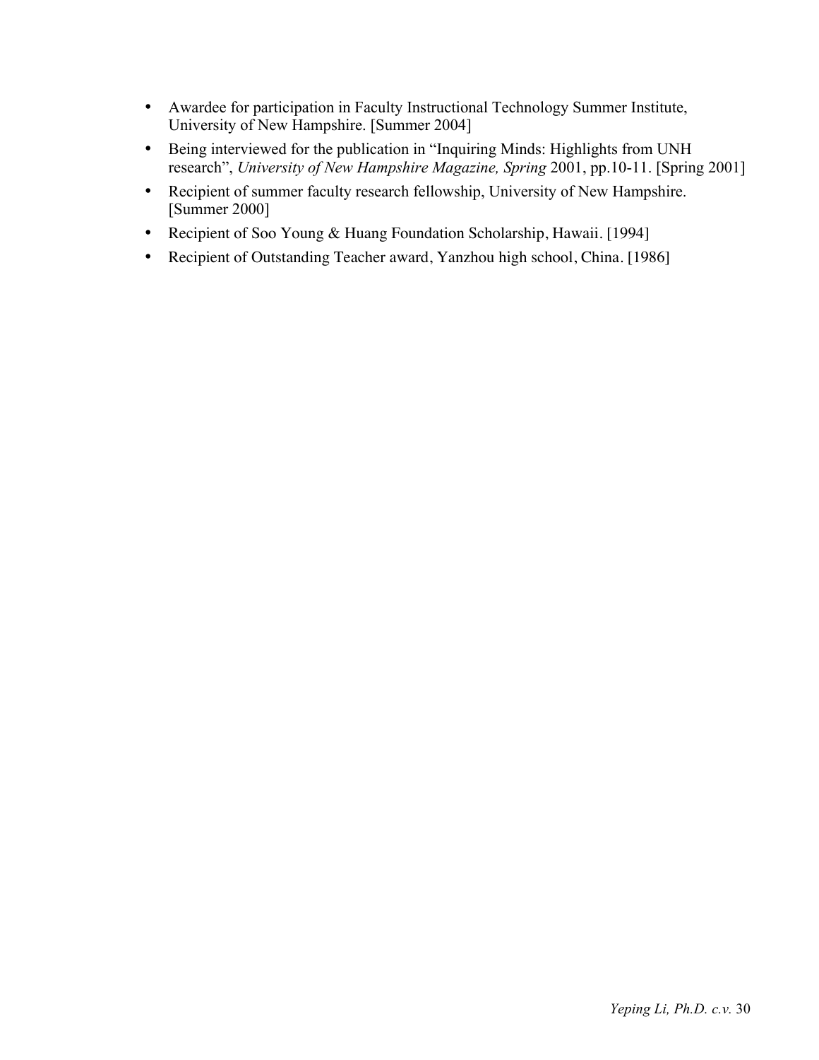- Awardee for participation in Faculty Instructional Technology Summer Institute, University of New Hampshire. [Summer 2004]
- Being interviewed for the publication in "Inquiring Minds: Highlights from UNH research", *University of New Hampshire Magazine, Spring* 2001, pp.10-11. [Spring 2001]
- Recipient of summer faculty research fellowship, University of New Hampshire. [Summer 2000]
- Recipient of Soo Young & Huang Foundation Scholarship, Hawaii. [1994]
- Recipient of Outstanding Teacher award, Yanzhou high school, China. [1986]